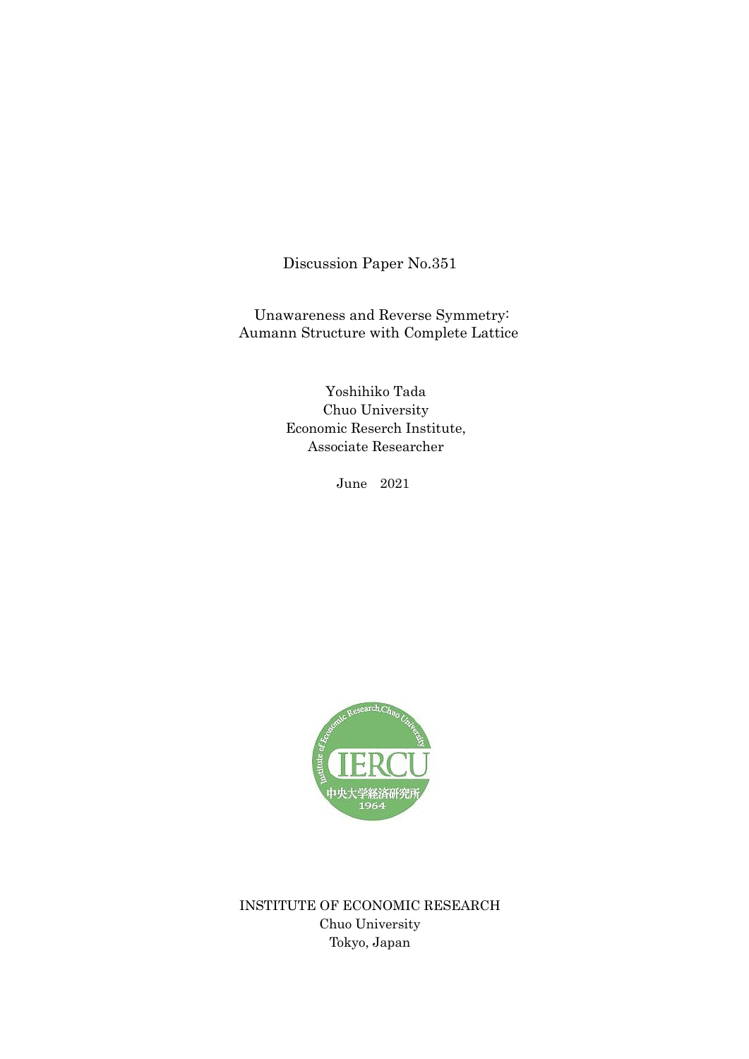Discussion Paper No.351

# Unawareness and Reverse Symmetry: Aumann Structure with Complete Lattice

Yoshihiko Tada
Chuo University
Economic Reserch Institute,
Associate Researcher

June 2021

INSTITUTE OF ECONOMIC RESEARCH
Chuo University
Tokyo, Japan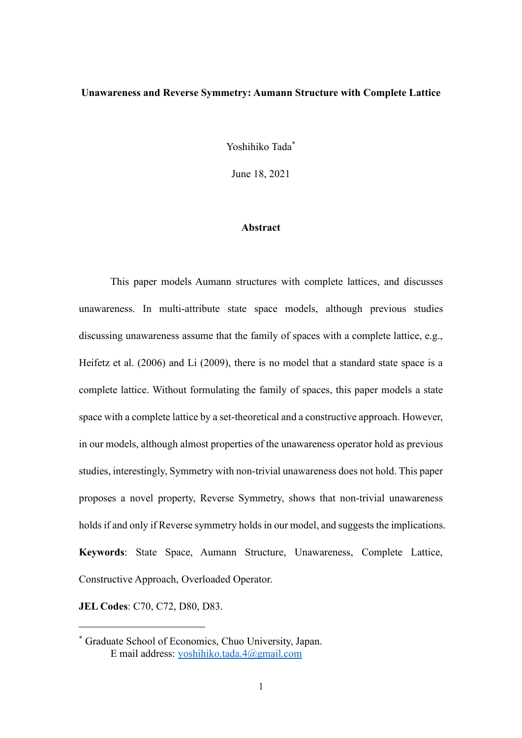**Unawareness and Reverse Symmetry: Aumann Structure with Complete Lattice**

Yoshihiko Tada[*]

June 18, 2021

**Abstract**

This paper models Aumann structures with complete lattices, and discusses unawareness. In multi-attribute state space models, although previous studies discussing unawareness assume that the family of spaces with a complete lattice, e.g., Heifetz et al. (2006) and Li (2009), there is no model that a standard state space is a complete lattice. Without formulating the family of spaces, this paper models a state space with a complete lattice by a set-theoretical and a constructive approach. However, in our models, although almost properties of the unawareness operator hold as previous studies, interestingly, Symmetry with non-trivial unawareness does not hold. This paper proposes a novel property, Reverse Symmetry, shows that non-trivial unawareness holds if and only if Reverse symmetry holds in our model, and suggests the implications.

**Keywords**: State Space, Aumann Structure, Unawareness, Complete Lattice, Constructive Approach, Overloaded Operator.

**JEL Codes**: C70, C72, D80, D83.

---

[*] Graduate School of Economics, Chuo University, Japan.
E mail address: yoshihiko.tada.4@gmail.com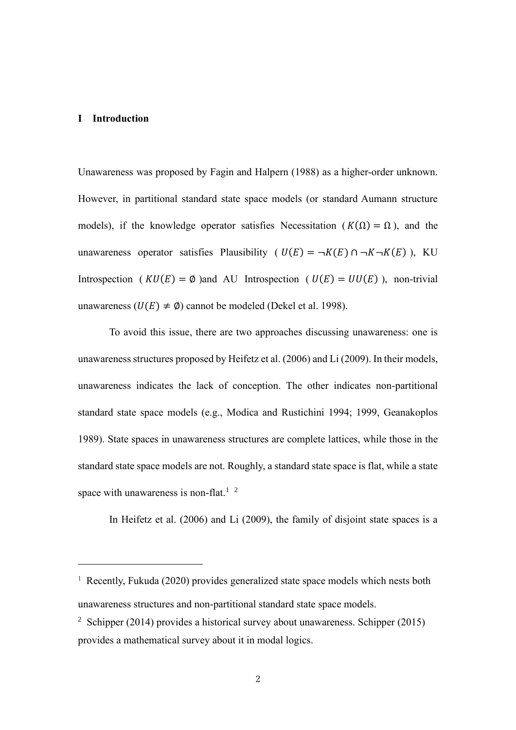# I Introduction

Unawareness was proposed by Fagin and Halpern (1988) as a higher-order unknown. However, in partitional standard state space models (or standard Aumann structure models), if the knowledge operator satisfies Necessitation ($K(\Omega) = \Omega$), and the unawareness operator satisfies Plausibility ($U(E) = \neg K(E) \cap \neg K \neg K(E)$), KU Introspection ($KU(E) = \emptyset$)and AU Introspection ($U(E) = UU(E)$), non-trivial unawareness ($U(E) \neq \emptyset$) cannot be modeled (Dekel et al. 1998).

To avoid this issue, there are two approaches discussing unawareness: one is unawareness structures proposed by Heifetz et al. (2006) and Li (2009). In their models, unawareness indicates the lack of conception. The other indicates non-partitional standard state space models (e.g., Modica and Rustichini 1994; 1999, Geanakoplos 1989). State spaces in unawareness structures are complete lattices, while those in the standard state space models are not. Roughly, a standard state space is flat, while a state space with unawareness is non-flat.[1] [2]

In Heifetz et al. (2006) and Li (2009), the family of disjoint state spaces is a

---

[1] Recently, Fukuda (2020) provides generalized state space models which nests both unawareness structures and non-partitional standard state space models.

[2] Schipper (2014) provides a historical survey about unawareness. Schipper (2015) provides a mathematical survey about it in modal logics.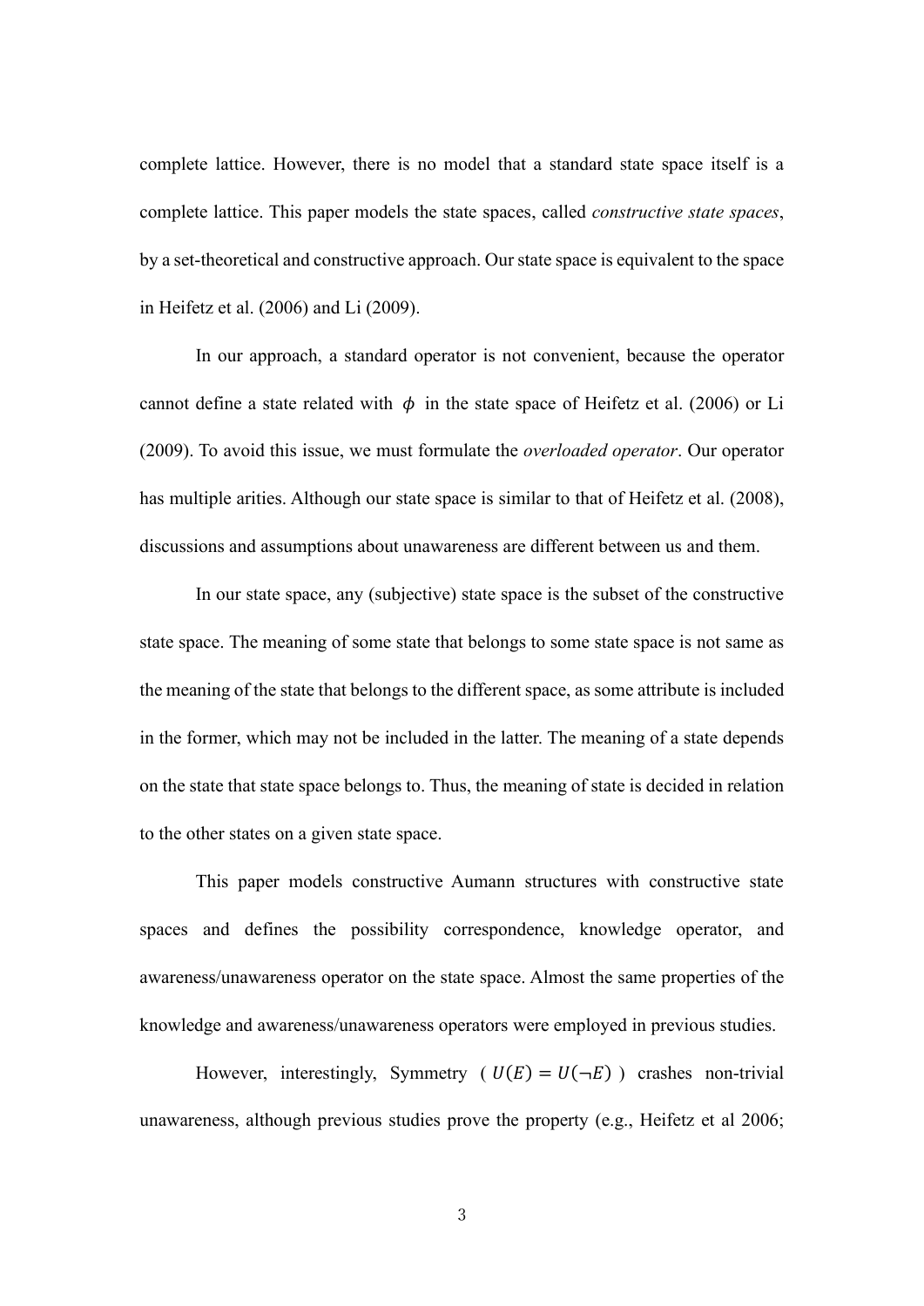complete lattice. However, there is no model that a standard state space itself is a complete lattice. This paper models the state spaces, called *constructive state spaces*, by a set-theoretical and constructive approach. Our state space is equivalent to the space in Heifetz et al. (2006) and Li (2009).

In our approach, a standard operator is not convenient, because the operator cannot define a state related with $\phi$ in the state space of Heifetz et al. (2006) or Li (2009). To avoid this issue, we must formulate the *overloaded operator*. Our operator has multiple arities. Although our state space is similar to that of Heifetz et al. (2008), discussions and assumptions about unawareness are different between us and them.

In our state space, any (subjective) state space is the subset of the constructive state space. The meaning of some state that belongs to some state space is not same as the meaning of the state that belongs to the different space, as some attribute is included in the former, which may not be included in the latter. The meaning of a state depends on the state that state space belongs to. Thus, the meaning of state is decided in relation to the other states on a given state space.

This paper models constructive Aumann structures with constructive state spaces and defines the possibility correspondence, knowledge operator, and awareness/unawareness operator on the state space. Almost the same properties of the knowledge and awareness/unawareness operators were employed in previous studies.

However, interestingly, Symmetry ( $U(E) = U(\neg E)$ ) crashes non-trivial unawareness, although previous studies prove the property (e.g., Heifetz et al 2006;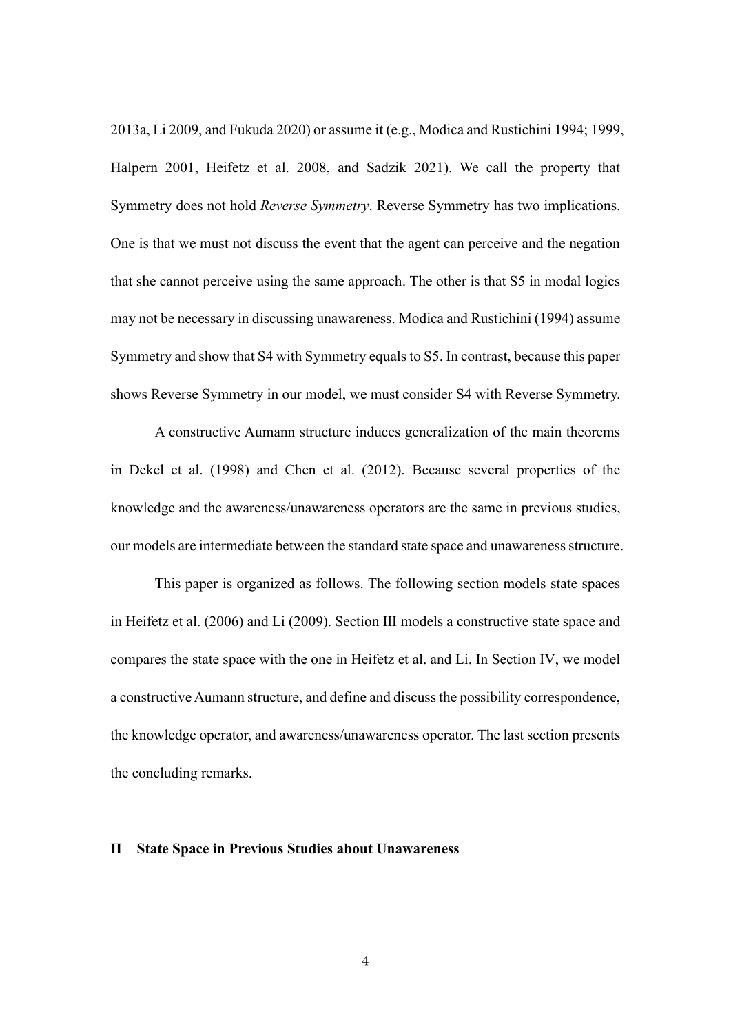2013a, Li 2009, and Fukuda 2020) or assume it (e.g., Modica and Rustichini 1994; 1999, Halpern 2001, Heifetz et al. 2008, and Sadzik 2021). We call the property that Symmetry does not hold *Reverse Symmetry*. Reverse Symmetry has two implications. One is that we must not discuss the event that the agent can perceive and the negation that she cannot perceive using the same approach. The other is that S5 in modal logics may not be necessary in discussing unawareness. Modica and Rustichini (1994) assume Symmetry and show that S4 with Symmetry equals to S5. In contrast, because this paper shows Reverse Symmetry in our model, we must consider S4 with Reverse Symmetry.

A constructive Aumann structure induces generalization of the main theorems in Dekel et al. (1998) and Chen et al. (2012). Because several properties of the knowledge and the awareness/unawareness operators are the same in previous studies, our models are intermediate between the standard state space and unawareness structure.

This paper is organized as follows. The following section models state spaces in Heifetz et al. (2006) and Li (2009). Section III models a constructive state space and compares the state space with the one in Heifetz et al. and Li. In Section IV, we model a constructive Aumann structure, and define and discuss the possibility correspondence, the knowledge operator, and awareness/unawareness operator. The last section presents the concluding remarks.

## II State Space in Previous Studies about Unawareness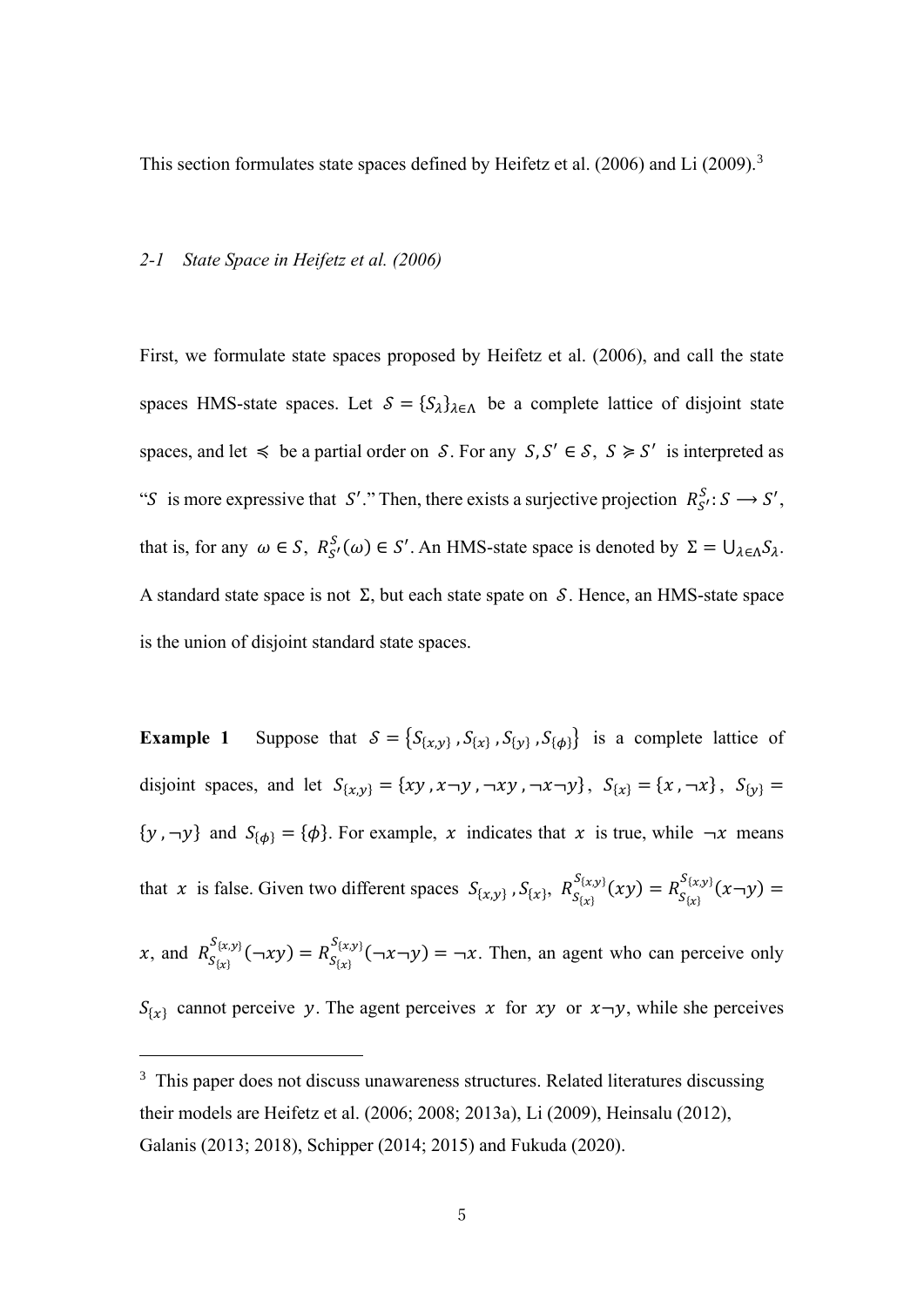This section formulates state spaces defined by Heifetz et al. (2006) and Li (2009).[3]

### *2-1 State Space in Heifetz et al. (2006)*

First, we formulate state spaces proposed by Heifetz et al. (2006), and call the state spaces HMS-state spaces. Let $\mathcal{S} = \{S_\lambda\}_{\lambda \in \Lambda}$ be a complete lattice of disjoint state spaces, and let $\preccurlyeq$ be a partial order on $\mathcal{S}$. For any $S, S' \in \mathcal{S}$, $S \succcurlyeq S'$ is interpreted as "$S$ is more expressive that $S'$." Then, there exists a surjective projection $R_{S'}^{S} : S \longrightarrow S'$, that is, for any $\omega \in S$, $R_{S'}^{S}(\omega) \in S'$. An HMS-state space is denoted by $\Sigma = \bigcup_{\lambda \in \Lambda} S_\lambda$. A standard state space is not $\Sigma$, but each state spate on $\mathcal{S}$. Hence, an HMS-state space is the union of disjoint standard state spaces.

**Example 1** Suppose that $\mathcal{S} = \{S_{\{x,y\}}, S_{\{x\}}, S_{\{y\}}, S_{\{\phi\}}\}$ is a complete lattice of disjoint spaces, and let $S_{\{x,y\}} = \{xy, x\neg y, \neg xy, \neg x \neg y\}$, $S_{\{x\}} = \{x, \neg x\}$, $S_{\{y\}} = \{y, \neg y\}$ and $S_{\{\phi\}} = \{\phi\}$. For example, $x$ indicates that $x$ is true, while $\neg x$ means that $x$ is false. Given two different spaces $S_{\{x,y\}}, S_{\{x\}}$, $R_{S_{\{x\}}}^{S_{\{x,y\}}}(xy) = R_{S_{\{x\}}}^{S_{\{x,y\}}}(x\neg y) = x$, and $R_{S_{\{x\}}}^{S_{\{x,y\}}}(\neg xy) = R_{S_{\{x\}}}^{S_{\{x,y\}}}(\neg x \neg y) = \neg x$. Then, an agent who can perceive only $S_{\{x\}}$ cannot perceive $y$. The agent perceives $x$ for $xy$ or $x\neg y$, while she perceives

---

[3] This paper does not discuss unawareness structures. Related literatures discussing their models are Heifetz et al. (2006; 2008; 2013a), Li (2009), Heinsalu (2012), Galanis (2013; 2018), Schipper (2014; 2015) and Fukuda (2020).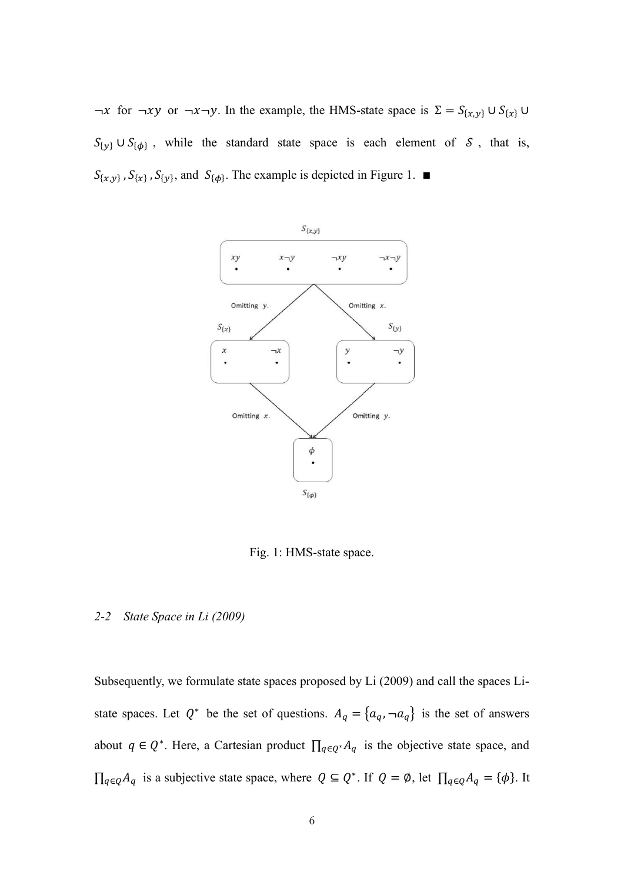$\neg x$ for $\neg xy$ or $\neg x \neg y$. In the example, the HMS-state space is $\Sigma = S_{\{x,y\}} \cup S_{\{x\}} \cup S_{\{y\}} \cup S_{\{\phi\}}$, while the standard state space is each element of $\mathcal{S}$, that is, $S_{\{x,y\}}, S_{\{x\}}, S_{\{y\}}$, and $S_{\{\phi\}}$. The example is depicted in Figure 1. ■

Fig. 1: HMS-state space.

*2-2 State Space in Li (2009)*

Subsequently, we formulate state spaces proposed by Li (2009) and call the spaces Li-state spaces. Let $Q^*$ be the set of questions. $A_q = \{a_q, \neg a_q\}$ is the set of answers about $q \in Q^*$. Here, a Cartesian product $\prod_{q \in Q^*} A_q$ is the objective state space, and $\prod_{q \in Q} A_q$ is a subjective state space, where $Q \subseteq Q^*$. If $Q = \emptyset$, let $\prod_{q \in Q} A_q = \{\phi\}$. It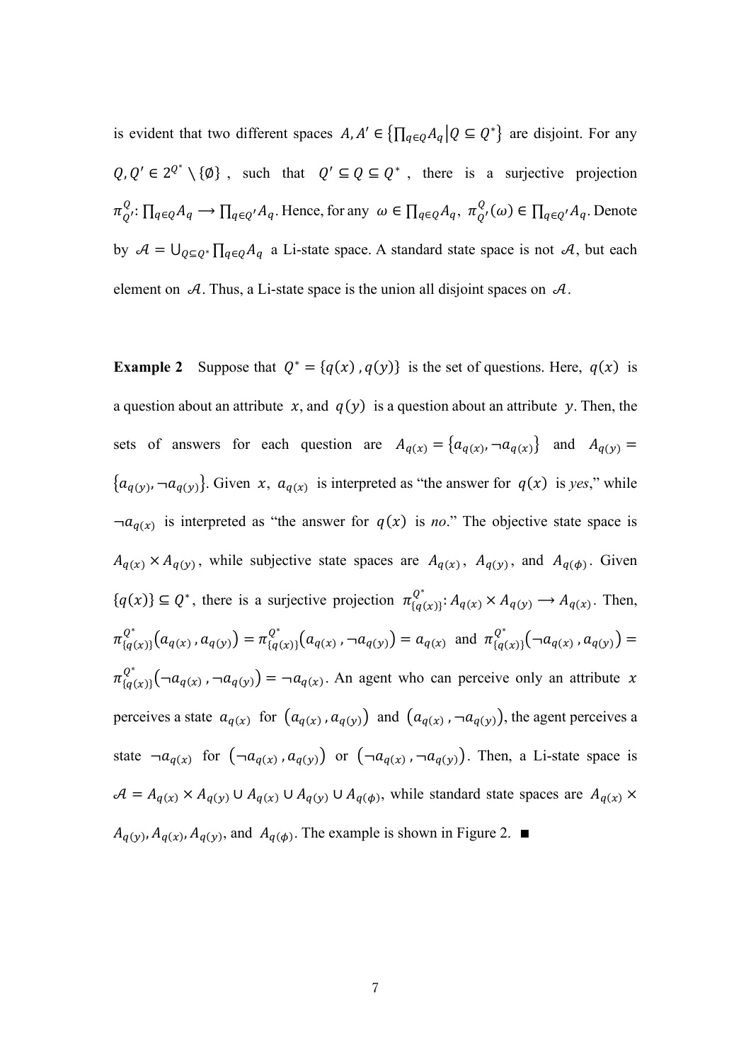is evident that two different spaces $A, A' \in \left\{\prod_{q \in Q} A_q \middle| Q \subseteq Q^*\right\}$ are disjoint. For any $Q, Q' \in 2^{Q^*} \setminus \{\emptyset\}$, such that $Q' \subseteq Q \subseteq Q^*$, there is a surjective projection $\pi^{Q}_{Q'}: \prod_{q \in Q} A_q \longrightarrow \prod_{q \in Q'} A_q$. Hence, for any $\omega \in \prod_{q \in Q} A_q$, $\pi^{Q}_{Q'}(\omega) \in \prod_{q \in Q'} A_q$. Denote by $\mathcal{A} = \bigcup_{Q \subseteq Q^*} \prod_{q \in Q} A_q$ a Li-state space. A standard state space is not $\mathcal{A}$, but each element on $\mathcal{A}$. Thus, a Li-state space is the union all disjoint spaces on $\mathcal{A}$.

**Example 2** Suppose that $Q^* = \{q(x), q(y)\}$ is the set of questions. Here, $q(x)$ is a question about an attribute $x$, and $q(y)$ is a question about an attribute $y$. Then, the sets of answers for each question are $A_{q(x)} = \{a_{q(x)}, \neg a_{q(x)}\}$ and $A_{q(y)} = \{a_{q(y)}, \neg a_{q(y)}\}$. Given $x$, $a_{q(x)}$ is interpreted as "the answer for $q(x)$ is *yes*," while $\neg a_{q(x)}$ is interpreted as "the answer for $q(x)$ is *no*." The objective state space is $A_{q(x)} \times A_{q(y)}$, while subjective state spaces are $A_{q(x)}$, $A_{q(y)}$, and $A_{q(\phi)}$. Given $\{q(x)\} \subseteq Q^*$, there is a surjective projection $\pi^{Q^*}_{\{q(x)\}}: A_{q(x)} \times A_{q(y)} \longrightarrow A_{q(x)}$. Then, $\pi^{Q^*}_{\{q(x)\}}(a_{q(x)}, a_{q(y)}) = \pi^{Q^*}_{\{q(x)\}}(a_{q(x)}, \neg a_{q(y)}) = a_{q(x)}$ and $\pi^{Q^*}_{\{q(x)\}}(\neg a_{q(x)}, a_{q(y)}) = \pi^{Q^*}_{\{q(x)\}}(\neg a_{q(x)}, \neg a_{q(y)}) = \neg a_{q(x)}$. An agent who can perceive only an attribute $x$ perceives a state $a_{q(x)}$ for $(a_{q(x)}, a_{q(y)})$ and $(a_{q(x)}, \neg a_{q(y)})$, the agent perceives a state $\neg a_{q(x)}$ for $(\neg a_{q(x)}, a_{q(y)})$ or $(\neg a_{q(x)}, \neg a_{q(y)})$. Then, a Li-state space is $\mathcal{A} = A_{q(x)} \times A_{q(y)} \cup A_{q(x)} \cup A_{q(y)} \cup A_{q(\phi)}$, while standard state spaces are $A_{q(x)} \times A_{q(y)}, A_{q(x)}, A_{q(y)}$, and $A_{q(\phi)}$. The example is shown in Figure 2. ■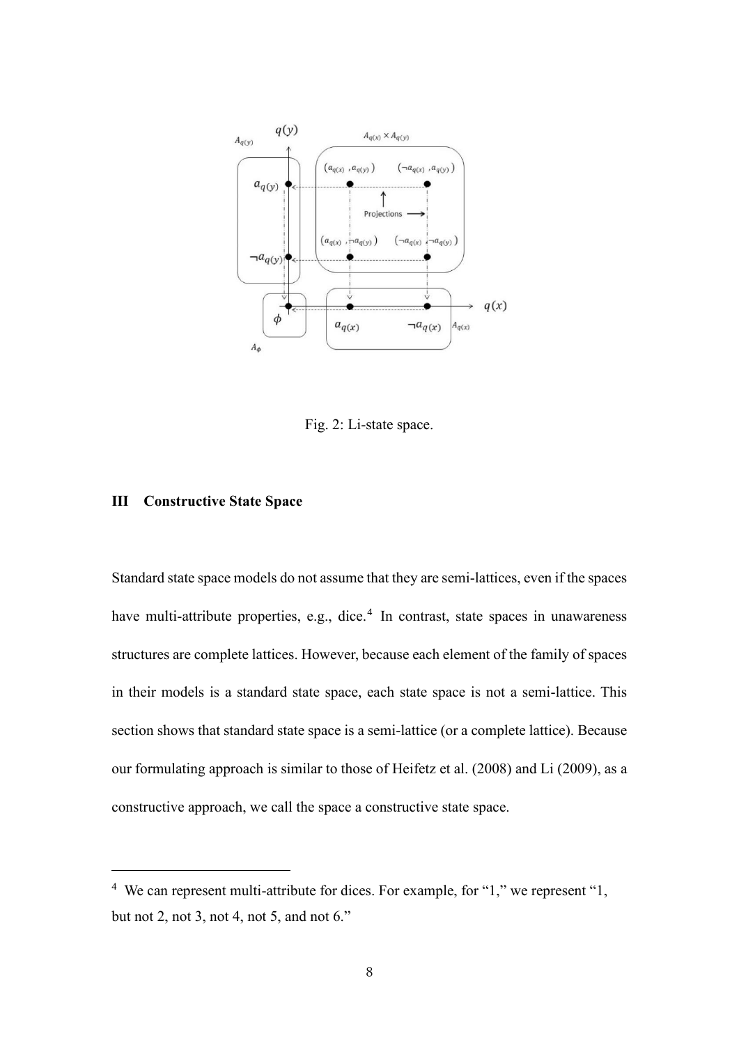Fig. 2: Li-state space.

### III Constructive State Space

Standard state space models do not assume that they are semi-lattices, even if the spaces have multi-attribute properties, e.g., dice.[4] In contrast, state spaces in unawareness structures are complete lattices. However, because each element of the family of spaces in their models is a standard state space, each state space is not a semi-lattice. This section shows that standard state space is a semi-lattice (or a complete lattice). Because our formulating approach is similar to those of Heifetz et al. (2008) and Li (2009), as a constructive approach, we call the space a constructive state space.

---

[4] We can represent multi-attribute for dices. For example, for "1," we represent "1, but not 2, not 3, not 4, not 5, and not 6."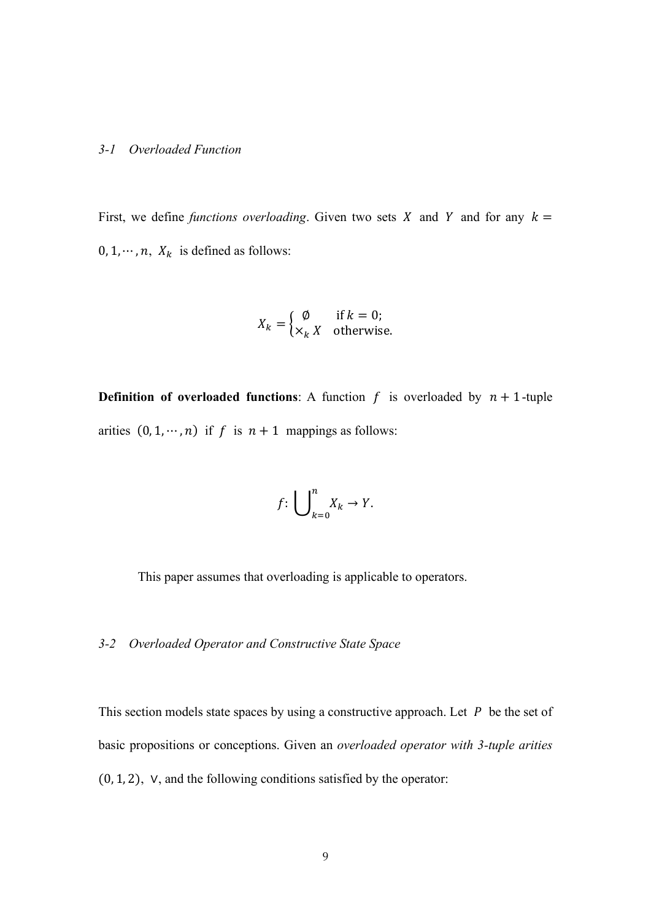### *3-1 Overloaded Function*

First, we define *functions overloading*. Given two sets $X$ and $Y$ and for any $k = 0, 1, \cdots, n$, $X_k$ is defined as follows:

$$X_k = \begin{cases} \emptyset & \text{if } k = 0; \\ \times_k X & \text{otherwise.} \end{cases}$$

**Definition of overloaded functions**: A function $f$ is overloaded by $n+1$-tuple arities $(0, 1, \cdots, n)$ if $f$ is $n+1$ mappings as follows:

$$f \colon \bigcup_{k=0}^{n} X_k \to Y.$$

This paper assumes that overloading is applicable to operators.

### *3-2 Overloaded Operator and Constructive State Space*

This section models state spaces by using a constructive approach. Let $P$ be the set of basic propositions or conceptions. Given an *overloaded operator with 3-tuple arities* $(0, 1, 2)$, $\vee$, and the following conditions satisfied by the operator: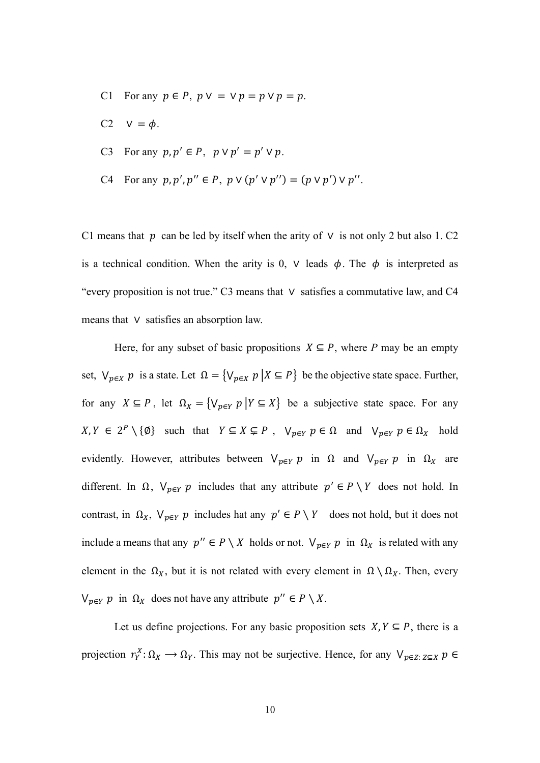C1 For any $p \in P$, $p \vee\ = \vee p = p \vee p = p$.

C2 $\vee = \phi$.

C3 For any $p, p' \in P$, $p \vee p' = p' \vee p$.

C4 For any $p, p', p'' \in P$, $p \vee (p' \vee p'') = (p \vee p') \vee p''$.

C1 means that $p$ can be led by itself when the arity of $\vee$ is not only 2 but also 1. C2 is a technical condition. When the arity is 0, $\vee$ leads $\phi$. The $\phi$ is interpreted as "every proposition is not true." C3 means that $\vee$ satisfies a commutative law, and C4 means that $\vee$ satisfies an absorption law.

Here, for any subset of basic propositions $X \subseteq P$, where $P$ may be an empty set, $\bigvee_{p \in X} p$ is a state. Let $\Omega = \{\bigvee_{p \in X} p \,|\, X \subseteq P\}$ be the objective state space. Further, for any $X \subseteq P$, let $\Omega_X = \{\bigvee_{p \in Y} p \,|\, Y \subseteq X\}$ be a subjective state space. For any $X, Y \in 2^P \setminus \{\emptyset\}$ such that $Y \subseteq X \subsetneq P$, $\bigvee_{p \in Y} p \in \Omega$ and $\bigvee_{p \in Y} p \in \Omega_X$ hold evidently. However, attributes between $\bigvee_{p \in Y} p$ in $\Omega$ and $\bigvee_{p \in Y} p$ in $\Omega_X$ are different. In $\Omega$, $\bigvee_{p \in Y} p$ includes that any attribute $p' \in P \setminus Y$ does not hold. In contrast, in $\Omega_X$, $\bigvee_{p \in Y} p$ includes hat any $p' \in P \setminus Y$ does not hold, but it does not include a means that any $p'' \in P \setminus X$ holds or not. $\bigvee_{p \in Y} p$ in $\Omega_X$ is related with any element in the $\Omega_X$, but it is not related with every element in $\Omega \setminus \Omega_X$. Then, every $\bigvee_{p \in Y} p$ in $\Omega_X$ does not have any attribute $p'' \in P \setminus X$.

Let us define projections. For any basic proposition sets $X, Y \subseteq P$, there is a projection $r_Y^X : \Omega_X \longrightarrow \Omega_Y$. This may not be surjective. Hence, for any $\bigvee_{p \in Z:\, Z \subseteq X} p \in$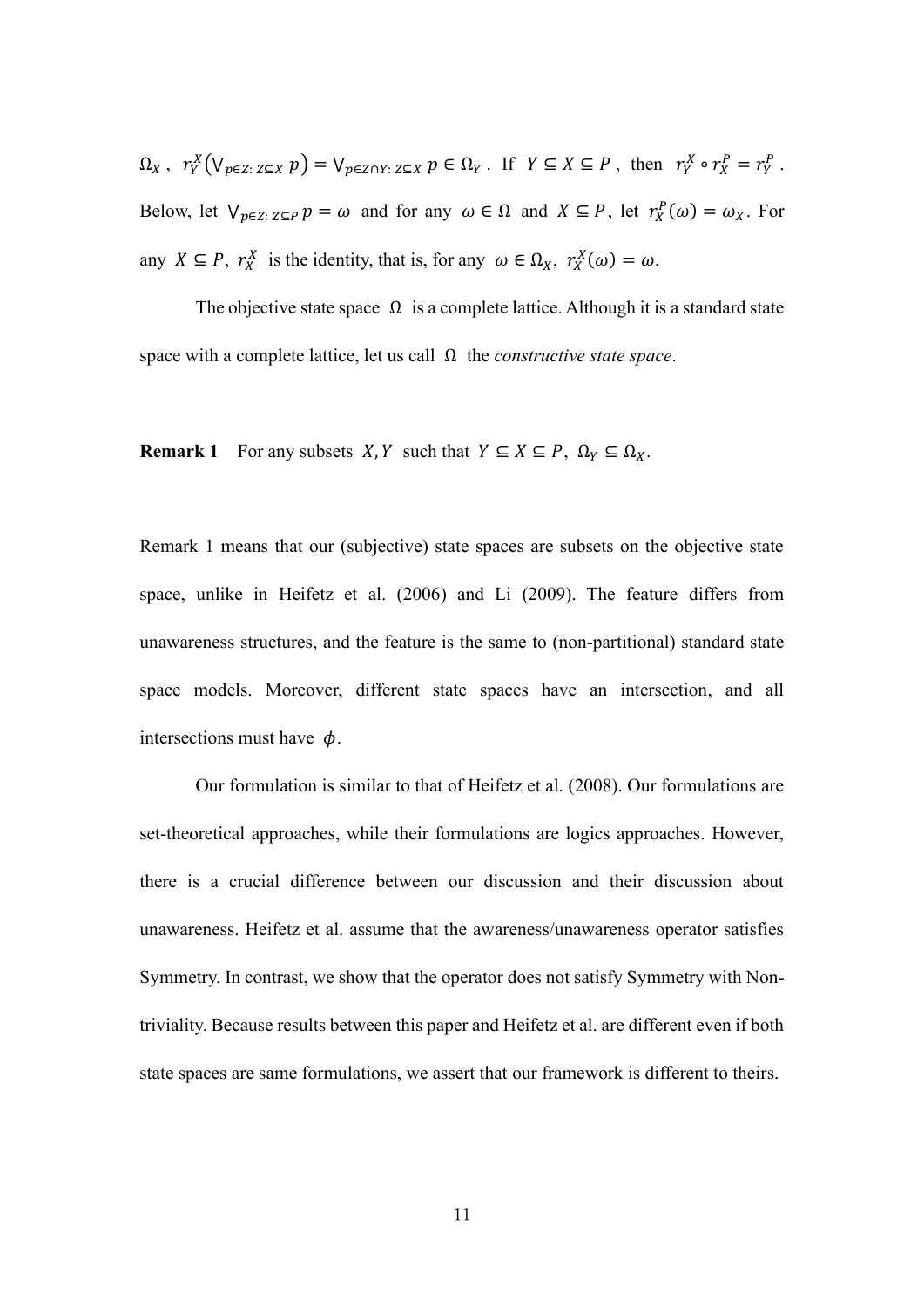$\Omega_X$ , $r_Y^X\left(\bigvee_{p \in Z:\, Z \subseteq X} p\right) = \bigvee_{p \in Z \cap Y:\, Z \subseteq X} p \in \Omega_Y$ . If $Y \subseteq X \subseteq P$ , then $r_Y^X \circ r_X^P = r_Y^P$ . Below, let $\bigvee_{p \in Z:\, Z \subseteq P} p = \omega$ and for any $\omega \in \Omega$ and $X \subseteq P$, let $r_X^P(\omega) = \omega_X$. For any $X \subseteq P$, $r_X^X$ is the identity, that is, for any $\omega \in \Omega_X$, $r_X^X(\omega) = \omega$.

The objective state space $\Omega$ is a complete lattice. Although it is a standard state space with a complete lattice, let us call $\Omega$ the *constructive state space*.

**Remark 1** For any subsets $X, Y$ such that $Y \subseteq X \subseteq P$, $\Omega_Y \subseteq \Omega_X$.

Remark 1 means that our (subjective) state spaces are subsets on the objective state space, unlike in Heifetz et al. (2006) and Li (2009). The feature differs from unawareness structures, and the feature is the same to (non-partitional) standard state space models. Moreover, different state spaces have an intersection, and all intersections must have $\phi$.

Our formulation is similar to that of Heifetz et al. (2008). Our formulations are set-theoretical approaches, while their formulations are logics approaches. However, there is a crucial difference between our discussion and their discussion about unawareness. Heifetz et al. assume that the awareness/unawareness operator satisfies Symmetry. In contrast, we show that the operator does not satisfy Symmetry with Non-triviality. Because results between this paper and Heifetz et al. are different even if both state spaces are same formulations, we assert that our framework is different to theirs.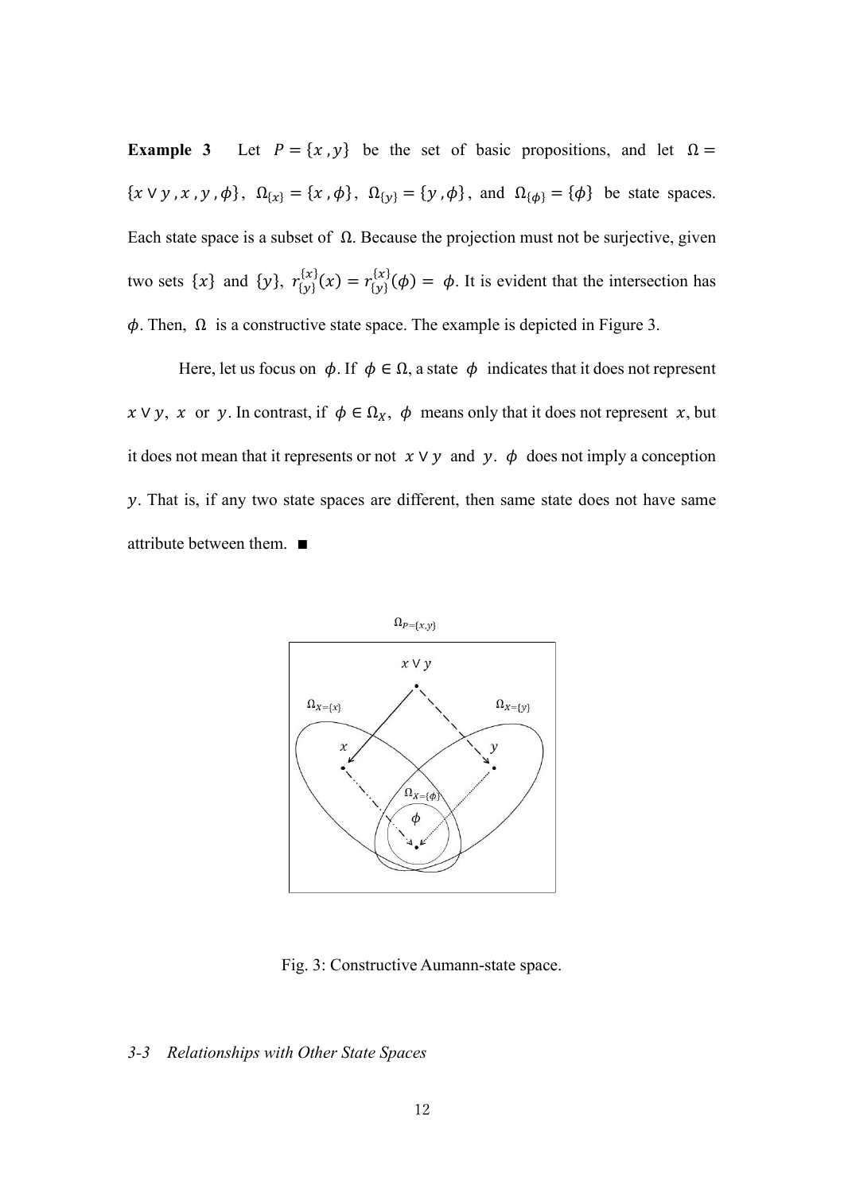**Example 3** Let $P = \{x, y\}$ be the set of basic propositions, and let $\Omega = \{x \vee y, x, y, \phi\}$, $\Omega_{\{x\}} = \{x, \phi\}$, $\Omega_{\{y\}} = \{y, \phi\}$, and $\Omega_{\{\phi\}} = \{\phi\}$ be state spaces. Each state space is a subset of $\Omega$. Because the projection must not be surjective, given two sets $\{x\}$ and $\{y\}$, $r^{\{x\}}_{\{y\}}(x) = r^{\{x\}}_{\{y\}}(\phi) = \phi$. It is evident that the intersection has $\phi$. Then, $\Omega$ is a constructive state space. The example is depicted in Figure 3.

Here, let us focus on $\phi$. If $\phi \in \Omega$, a state $\phi$ indicates that it does not represent $x \vee y$, $x$ or $y$. In contrast, if $\phi \in \Omega_X$, $\phi$ means only that it does not represent $x$, but it does not mean that it represents or not $x \vee y$ and $y$. $\phi$ does not imply a conception $y$. That is, if any two state spaces are different, then same state does not have same attribute between them. ■

Fig. 3: Constructive Aumann-state space.

*3-3 Relationships with Other State Spaces*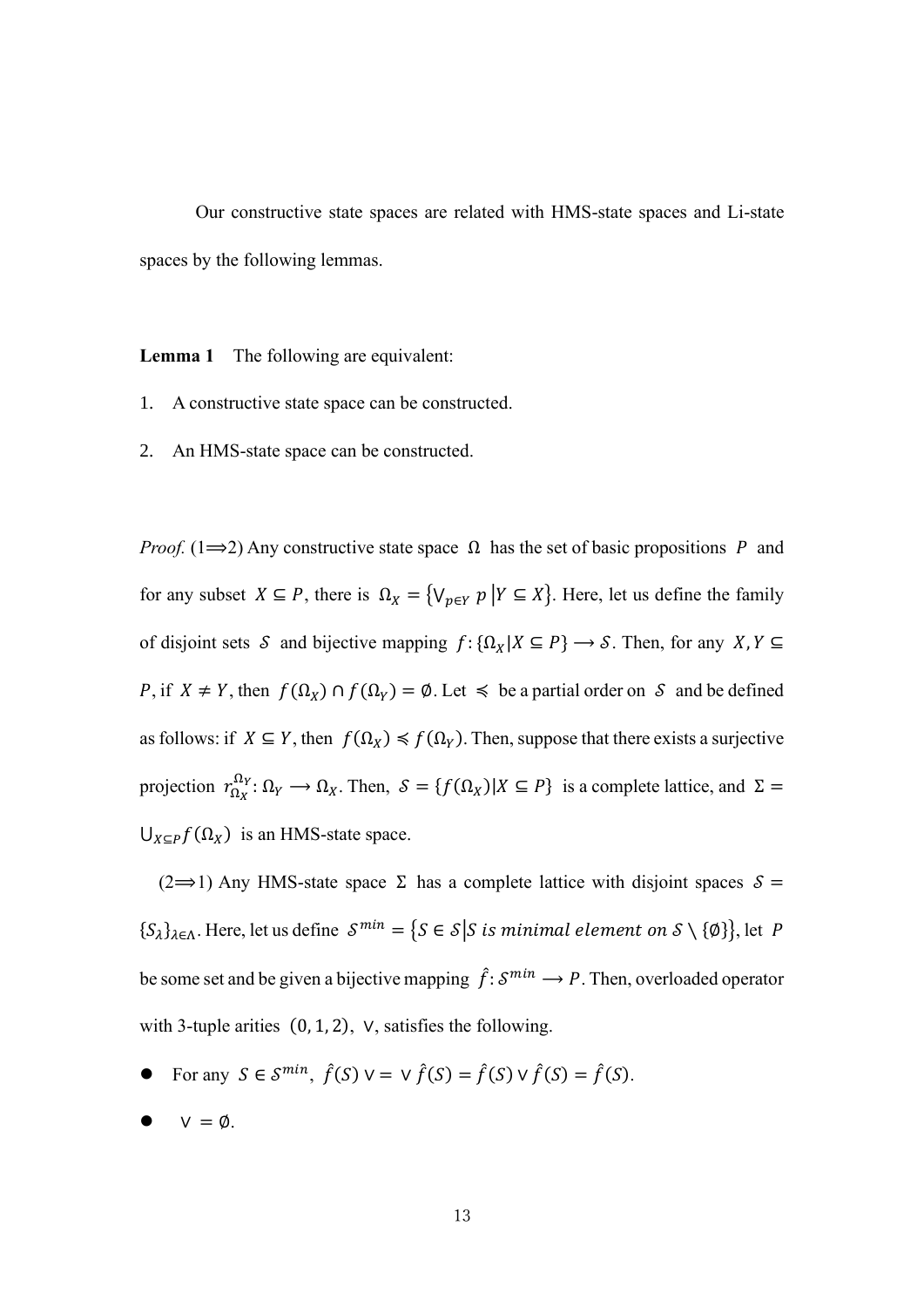Our constructive state spaces are related with HMS-state spaces and Li-state spaces by the following lemmas.

**Lemma 1** The following are equivalent:

1. A constructive state space can be constructed.
2. An HMS-state space can be constructed.

*Proof.* (1⟹2) Any constructive state space $\Omega$ has the set of basic propositions $P$ and for any subset $X \subseteq P$, there is $\Omega_X = \{\bigvee_{p \in Y} p \,|\, Y \subseteq X\}$. Here, let us define the family of disjoint sets $\mathcal{S}$ and bijective mapping $f: \{\Omega_X | X \subseteq P\} \longrightarrow \mathcal{S}$. Then, for any $X, Y \subseteq P$, if $X \neq Y$, then $f(\Omega_X) \cap f(\Omega_Y) = \emptyset$. Let $\preccurlyeq$ be a partial order on $\mathcal{S}$ and be defined as follows: if $X \subseteq Y$, then $f(\Omega_X) \preccurlyeq f(\Omega_Y)$. Then, suppose that there exists a surjective projection $r_{\Omega_X}^{\Omega_Y}: \Omega_Y \longrightarrow \Omega_X$. Then, $\mathcal{S} = \{f(\Omega_X) | X \subseteq P\}$ is a complete lattice, and $\Sigma = \bigcup_{X \subseteq P} f(\Omega_X)$ is an HMS-state space.

(2⟹1) Any HMS-state space $\Sigma$ has a complete lattice with disjoint spaces $\mathcal{S} = \{S_\lambda\}_{\lambda \in \Lambda}$. Here, let us define $\mathcal{S}^{min} = \{S \in \mathcal{S} | S \textit{ is minimal element on } \mathcal{S} \setminus \{\emptyset\}\}$, let $P$ be some set and be given a bijective mapping $\hat{f}: \mathcal{S}^{min} \longrightarrow P$. Then, overloaded operator with 3-tuple arities $(0, 1, 2)$, $\vee$, satisfies the following.

- For any $S \in \mathcal{S}^{min}$, $\hat{f}(S) \vee = \vee \hat{f}(S) = \hat{f}(S) \vee \hat{f}(S) = \hat{f}(S)$.
- $\vee = \emptyset$.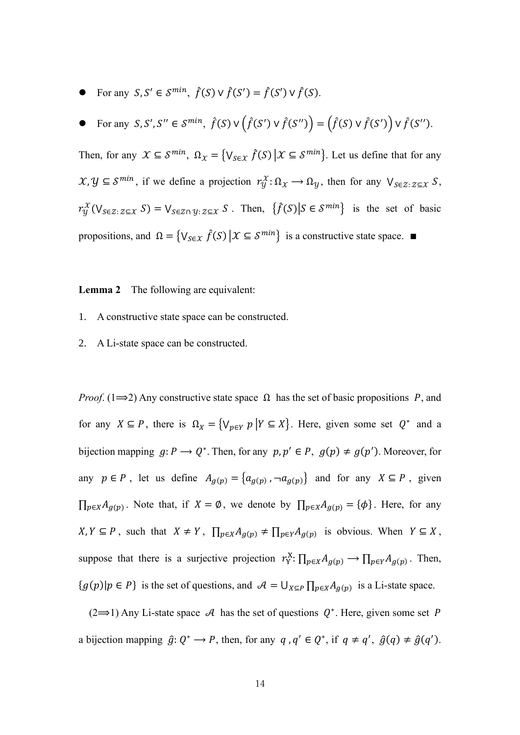- For any $S, S' \in \mathcal{S}^{min}$, $\hat{f}(S) \vee \hat{f}(S') = \hat{f}(S') \vee \hat{f}(S)$.
- For any $S, S', S'' \in \mathcal{S}^{min}$, $\hat{f}(S) \vee \left(\hat{f}(S') \vee \hat{f}(S'')\right) = \left(\hat{f}(S) \vee \hat{f}(S')\right) \vee \hat{f}(S'')$.

Then, for any $\mathcal{X} \subseteq \mathcal{S}^{min}$, $\Omega_{\mathcal{X}} = \left\{\bigvee_{S \in \mathcal{X}} \hat{f}(S) \,\middle|\, \mathcal{X} \subseteq \mathcal{S}^{min}\right\}$. Let us define that for any $\mathcal{X}, \mathcal{Y} \subseteq \mathcal{S}^{min}$, if we define a projection $r_{\mathcal{Y}}^{\mathcal{X}}: \Omega_{\mathcal{X}} \longrightarrow \Omega_{\mathcal{Y}}$, then for any $\bigvee_{S \in \mathcal{Z}:\, \mathcal{Z} \subseteq \mathcal{X}} S$, $r_{\mathcal{Y}}^{\mathcal{X}}(\bigvee_{S \in \mathcal{Z}:\, \mathcal{Z} \subseteq \mathcal{X}} S) = \bigvee_{S \in \mathcal{Z} \cap \mathcal{Y}:\, \mathcal{Z} \subseteq \mathcal{X}} S$. Then, $\left\{\hat{f}(S) \middle| S \in \mathcal{S}^{min}\right\}$ is the set of basic propositions, and $\Omega = \left\{\bigvee_{S \in \mathcal{X}} \hat{f}(S) \,\middle|\, \mathcal{X} \subseteq \mathcal{S}^{min}\right\}$ is a constructive state space. ■

**Lemma 2** The following are equivalent:

1. A constructive state space can be constructed.
2. A Li-state space can be constructed.

*Proof.* (1⟹2) Any constructive state space $\Omega$ has the set of basic propositions $P$, and for any $X \subseteq P$, there is $\Omega_X = \left\{\bigvee_{p \in Y} p \,\middle|\, Y \subseteq X\right\}$. Here, given some set $Q^*$ and a bijection mapping $g: P \longrightarrow Q^*$. Then, for any $p, p' \in P$, $g(p) \neq g(p')$. Moreover, for any $p \in P$, let us define $A_{g(p)} = \left\{a_{g(p)}, \neg a_{g(p)}\right\}$ and for any $X \subseteq P$, given $\prod_{p \in X} A_{g(p)}$. Note that, if $X = \emptyset$, we denote by $\prod_{p \in X} A_{g(p)} = \{\phi\}$. Here, for any $X, Y \subseteq P$, such that $X \neq Y$, $\prod_{p \in X} A_{g(p)} \neq \prod_{p \in Y} A_{g(p)}$ is obvious. When $Y \subseteq X$, suppose that there is a surjective projection $r_{\mathrm{Y}}^{\mathrm{X}}: \prod_{p \in X} A_{g(p)} \longrightarrow \prod_{p \in Y} A_{g(p)}$. Then, $\{g(p) | p \in P\}$ is the set of questions, and $\mathcal{A} = \bigcup_{X \subseteq P} \prod_{p \in X} A_{g(p)}$ is a Li-state space.

(2⟹1) Any Li-state space $\mathcal{A}$ has the set of questions $Q^*$. Here, given some set $P$ a bijection mapping $\hat{g}: Q^* \longrightarrow P$, then, for any $q, q' \in Q^*$, if $q \neq q'$, $\hat{g}(q) \neq \hat{g}(q')$.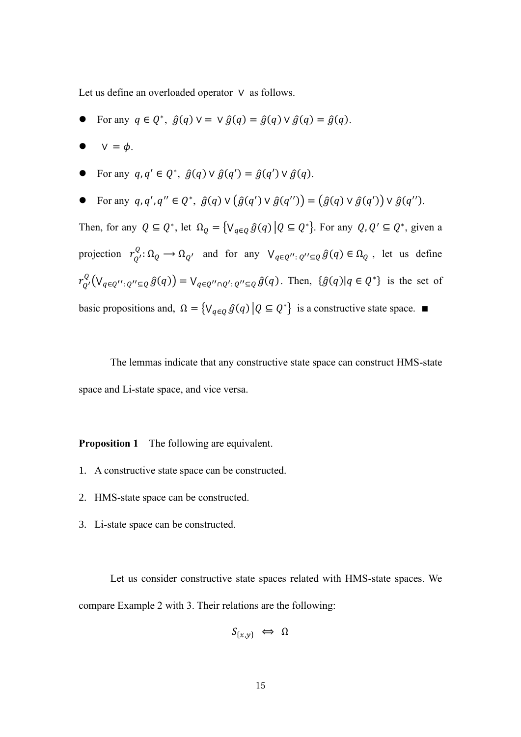Let us define an overloaded operator $\vee$ as follows.

- For any $q \in Q^*$, $\hat{g}(q) \vee = \vee \hat{g}(q) = \hat{g}(q) \vee \hat{g}(q) = \hat{g}(q)$.
- $\vee = \phi$.
- For any $q, q' \in Q^*$, $\hat{g}(q) \vee \hat{g}(q') = \hat{g}(q') \vee \hat{g}(q)$.
- For any $q, q', q'' \in Q^*$, $\hat{g}(q) \vee \left(\hat{g}(q') \vee \hat{g}(q'')\right) = \left(\hat{g}(q) \vee \hat{g}(q')\right) \vee \hat{g}(q'')$.

Then, for any $Q \subseteq Q^*$, let $\Omega_Q = \left\{\bigvee_{q \in Q} \hat{g}(q) \middle| Q \subseteq Q^*\right\}$. For any $Q, Q' \subseteq Q^*$, given a projection $r_{Q'}^{Q}: \Omega_Q \longrightarrow \Omega_{Q'}$ and for any $\bigvee_{q \in Q'':\, Q'' \subseteq Q} \hat{g}(q) \in \Omega_Q$, let us define $r_{Q'}^{Q}\left(\bigvee_{q \in Q'':\, Q'' \subseteq Q} \hat{g}(q)\right) = \bigvee_{q \in Q'' \cap Q':\, Q'' \subseteq Q} \hat{g}(q)$. Then, $\{\hat{g}(q) | q \in Q^*\}$ is the set of basic propositions and, $\Omega = \left\{\bigvee_{q \in Q} \hat{g}(q) \middle| Q \subseteq Q^*\right\}$ is a constructive state space. ■

The lemmas indicate that any constructive state space can construct HMS-state space and Li-state space, and vice versa.

**Proposition 1** The following are equivalent.

1. A constructive state space can be constructed.
2. HMS-state space can be constructed.
3. Li-state space can be constructed.

Let us consider constructive state spaces related with HMS-state spaces. We compare Example 2 with 3. Their relations are the following:

$$S_{\{x,y\}} \iff \Omega$$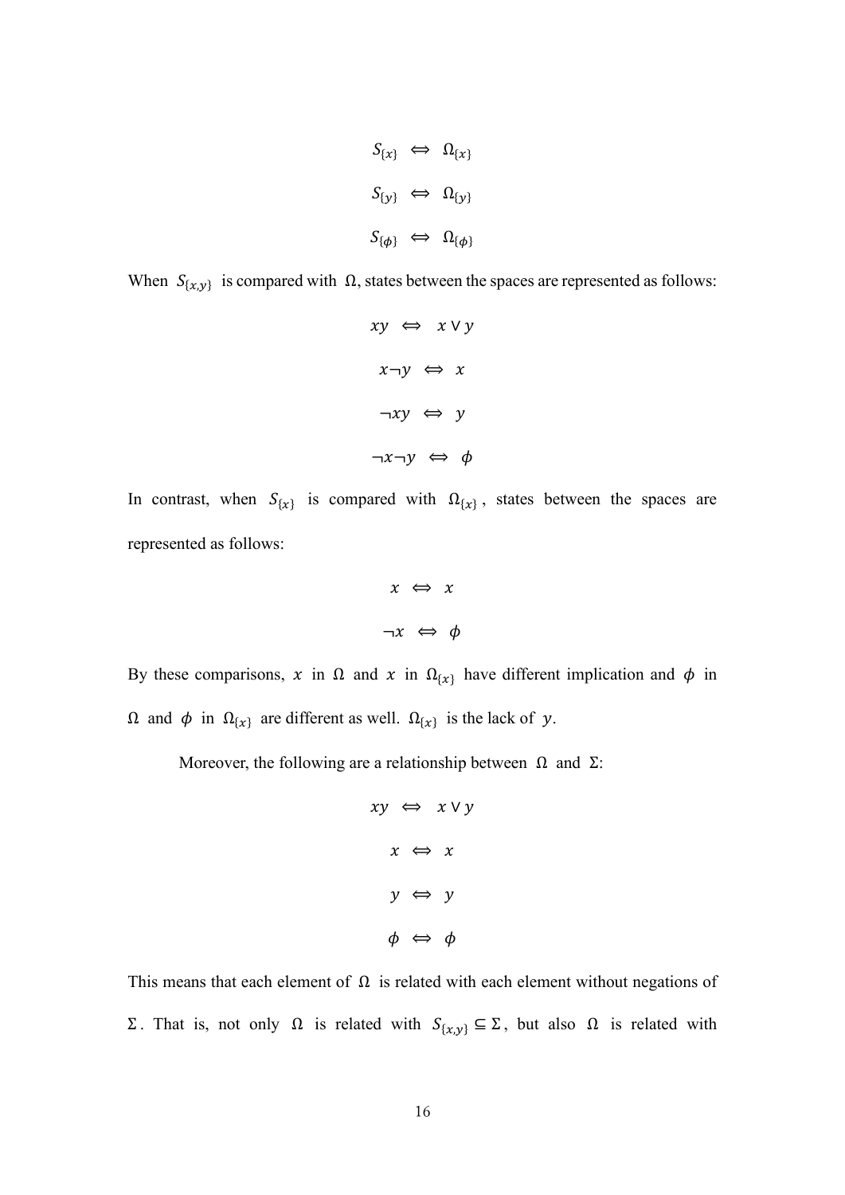$$S_{\{x\}} \iff \Omega_{\{x\}}$$

$$S_{\{y\}} \iff \Omega_{\{y\}}$$

$$S_{\{\phi\}} \iff \Omega_{\{\phi\}}$$

When $S_{\{x,y\}}$ is compared with $\Omega$, states between the spaces are represented as follows:

$$xy \iff x \vee y$$

$$x\neg y \iff x$$

$$\neg xy \iff y$$

$$\neg x\neg y \iff \phi$$

In contrast, when $S_{\{x\}}$ is compared with $\Omega_{\{x\}}$, states between the spaces are represented as follows:

$$x \iff x$$

$$\neg x \iff \phi$$

By these comparisons, $x$ in $\Omega$ and $x$ in $\Omega_{\{x\}}$ have different implication and $\phi$ in $\Omega$ and $\phi$ in $\Omega_{\{x\}}$ are different as well. $\Omega_{\{x\}}$ is the lack of $y$.

Moreover, the following are a relationship between $\Omega$ and $\Sigma$:

$$xy \iff x \vee y$$

$$x \iff x$$

$$y \iff y$$

$$\phi \iff \phi$$

This means that each element of $\Omega$ is related with each element without negations of $\Sigma$. That is, not only $\Omega$ is related with $S_{\{x,y\}} \subseteq \Sigma$, but also $\Omega$ is related with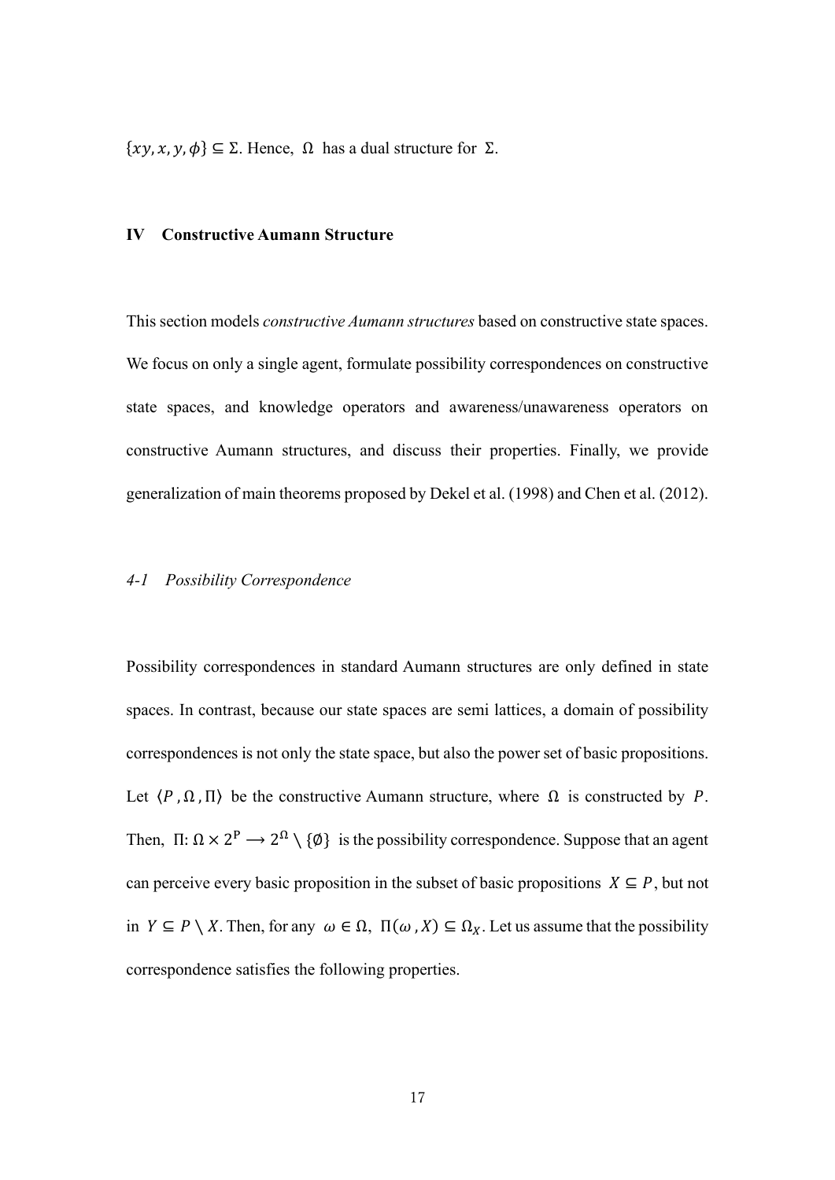$\{xy, x, y, \phi\} \subseteq \Sigma$. Hence, $\Omega$ has a dual structure for $\Sigma$.

## IV Constructive Aumann Structure

This section models *constructive Aumann structures* based on constructive state spaces. We focus on only a single agent, formulate possibility correspondences on constructive state spaces, and knowledge operators and awareness/unawareness operators on constructive Aumann structures, and discuss their properties. Finally, we provide generalization of main theorems proposed by Dekel et al. (1998) and Chen et al. (2012).

### *4-1 Possibility Correspondence*

Possibility correspondences in standard Aumann structures are only defined in state spaces. In contrast, because our state spaces are semi lattices, a domain of possibility correspondences is not only the state space, but also the power set of basic propositions. Let $\langle P, \Omega, \Pi \rangle$ be the constructive Aumann structure, where $\Omega$ is constructed by $P$. Then, $\Pi: \Omega \times 2^{P} \longrightarrow 2^{\Omega} \setminus \{\emptyset\}$ is the possibility correspondence. Suppose that an agent can perceive every basic proposition in the subset of basic propositions $X \subseteq P$, but not in $Y \subseteq P \setminus X$. Then, for any $\omega \in \Omega$, $\Pi(\omega, X) \subseteq \Omega_X$. Let us assume that the possibility correspondence satisfies the following properties.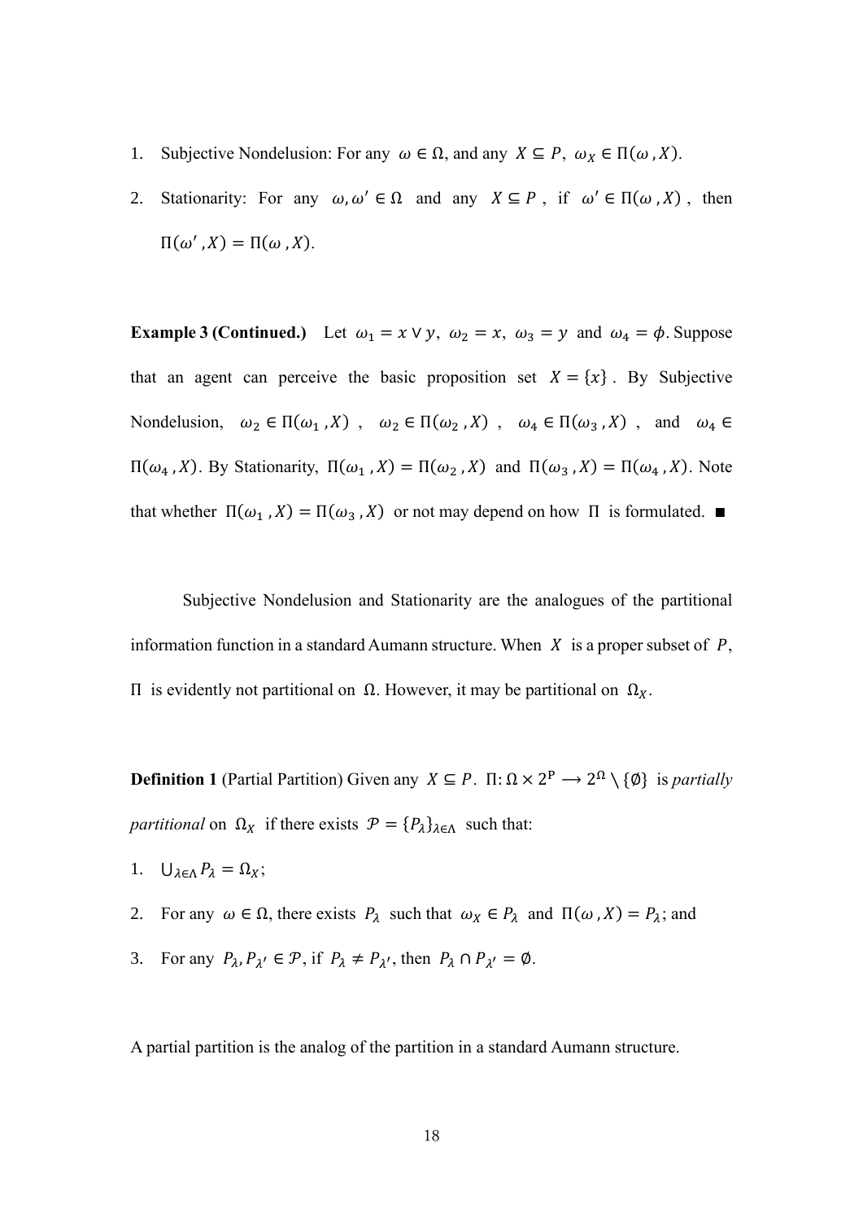1. Subjective Nondelusion: For any $\omega \in \Omega$, and any $X \subseteq P$, $\omega_X \in \Pi(\omega, X)$.
2. Stationarity: For any $\omega, \omega' \in \Omega$ and any $X \subseteq P$, if $\omega' \in \Pi(\omega, X)$, then $\Pi(\omega', X) = \Pi(\omega, X)$.

**Example 3 (Continued.)** Let $\omega_1 = x \vee y$, $\omega_2 = x$, $\omega_3 = y$ and $\omega_4 = \phi$. Suppose that an agent can perceive the basic proposition set $X = \{x\}$. By Subjective Nondelusion, $\omega_2 \in \Pi(\omega_1, X)$, $\omega_2 \in \Pi(\omega_2, X)$, $\omega_4 \in \Pi(\omega_3, X)$, and $\omega_4 \in \Pi(\omega_4, X)$. By Stationarity, $\Pi(\omega_1, X) = \Pi(\omega_2, X)$ and $\Pi(\omega_3, X) = \Pi(\omega_4, X)$. Note that whether $\Pi(\omega_1, X) = \Pi(\omega_3, X)$ or not may depend on how $\Pi$ is formulated. ■

Subjective Nondelusion and Stationarity are the analogues of the partitional information function in a standard Aumann structure. When $X$ is a proper subset of $P$, $\Pi$ is evidently not partitional on $\Omega$. However, it may be partitional on $\Omega_X$.

**Definition 1** (Partial Partition) Given any $X \subseteq P$. $\Pi: \Omega \times 2^{P} \longrightarrow 2^{\Omega} \setminus \{\emptyset\}$ is *partially partitional* on $\Omega_X$ if there exists $\mathcal{P} = \{P_\lambda\}_{\lambda \in \Lambda}$ such that:

1. $\bigcup_{\lambda \in \Lambda} P_\lambda = \Omega_X$;
2. For any $\omega \in \Omega$, there exists $P_\lambda$ such that $\omega_X \in P_\lambda$ and $\Pi(\omega, X) = P_\lambda$; and
3. For any $P_\lambda, P_{\lambda'} \in \mathcal{P}$, if $P_\lambda \neq P_{\lambda'}$, then $P_\lambda \cap P_{\lambda'} = \emptyset$.

A partial partition is the analog of the partition in a standard Aumann structure.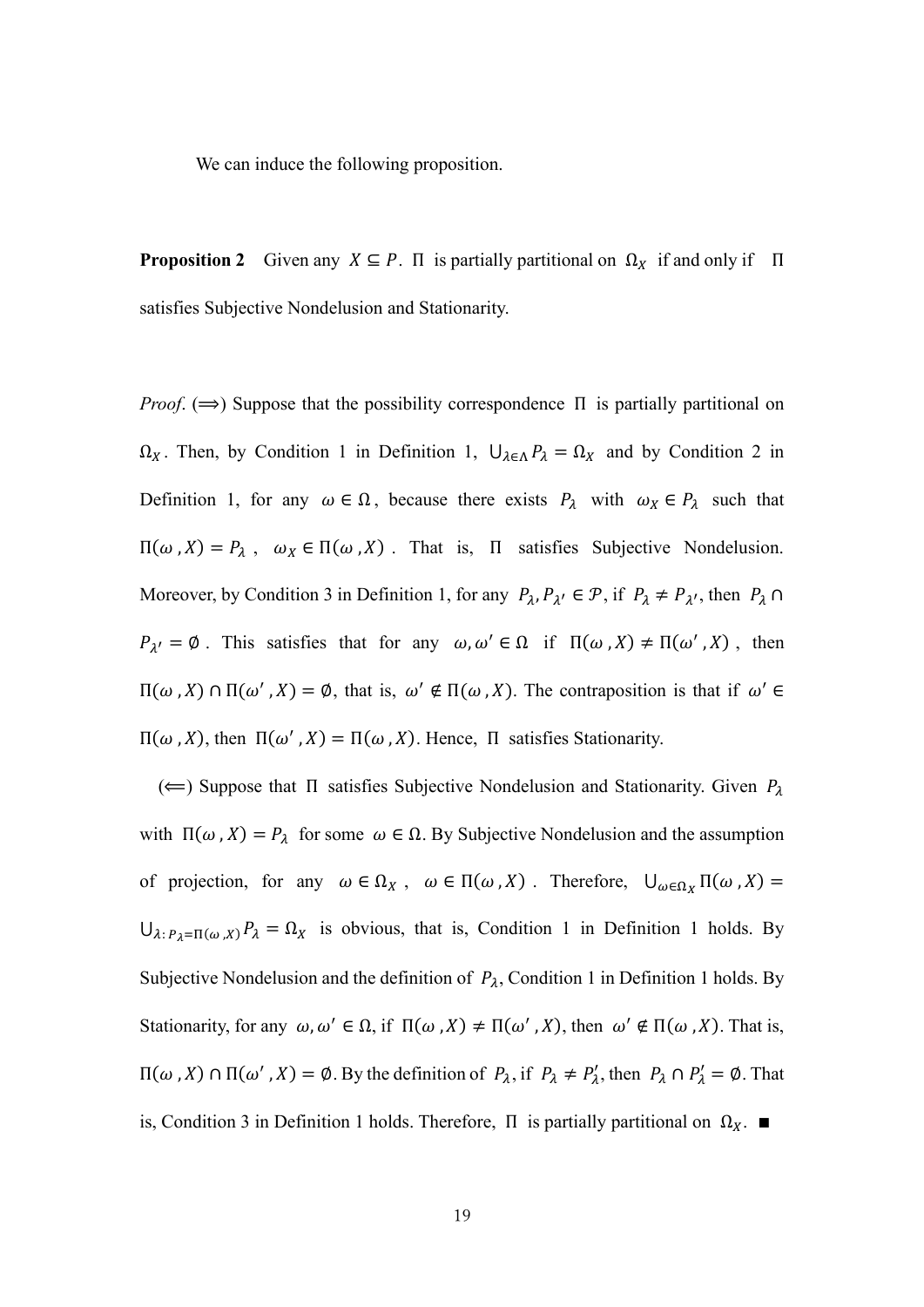We can induce the following proposition.

**Proposition 2** Given any $X \subseteq P$. $\Pi$ is partially partitional on $\Omega_X$ if and only if $\Pi$ satisfies Subjective Nondelusion and Stationarity.

*Proof*. ($\Longrightarrow$) Suppose that the possibility correspondence $\Pi$ is partially partitional on $\Omega_X$. Then, by Condition 1 in Definition 1, $\bigcup_{\lambda \in \Lambda} P_\lambda = \Omega_X$ and by Condition 2 in Definition 1, for any $\omega \in \Omega$, because there exists $P_\lambda$ with $\omega_X \in P_\lambda$ such that $\Pi(\omega, X) = P_\lambda$, $\omega_X \in \Pi(\omega, X)$. That is, $\Pi$ satisfies Subjective Nondelusion. Moreover, by Condition 3 in Definition 1, for any $P_\lambda, P_{\lambda'} \in \mathcal{P}$, if $P_\lambda \neq P_{\lambda'}$, then $P_\lambda \cap P_{\lambda'} = \emptyset$. This satisfies that for any $\omega, \omega' \in \Omega$ if $\Pi(\omega, X) \neq \Pi(\omega', X)$, then $\Pi(\omega, X) \cap \Pi(\omega', X) = \emptyset$, that is, $\omega' \notin \Pi(\omega, X)$. The contraposition is that if $\omega' \in \Pi(\omega, X)$, then $\Pi(\omega', X) = \Pi(\omega, X)$. Hence, $\Pi$ satisfies Stationarity.

($\Longleftarrow$) Suppose that $\Pi$ satisfies Subjective Nondelusion and Stationarity. Given $P_\lambda$ with $\Pi(\omega, X) = P_\lambda$ for some $\omega \in \Omega$. By Subjective Nondelusion and the assumption of projection, for any $\omega \in \Omega_X$, $\omega \in \Pi(\omega, X)$. Therefore, $\bigcup_{\omega \in \Omega_X} \Pi(\omega, X) = \bigcup_{\lambda: P_\lambda = \Pi(\omega, X)} P_\lambda = \Omega_X$ is obvious, that is, Condition 1 in Definition 1 holds. By Subjective Nondelusion and the definition of $P_\lambda$, Condition 1 in Definition 1 holds. By Stationarity, for any $\omega, \omega' \in \Omega$, if $\Pi(\omega, X) \neq \Pi(\omega', X)$, then $\omega' \notin \Pi(\omega, X)$. That is, $\Pi(\omega, X) \cap \Pi(\omega', X) = \emptyset$. By the definition of $P_\lambda$, if $P_\lambda \neq P'_\lambda$, then $P_\lambda \cap P'_\lambda = \emptyset$. That is, Condition 3 in Definition 1 holds. Therefore, $\Pi$ is partially partitional on $\Omega_X$. ∎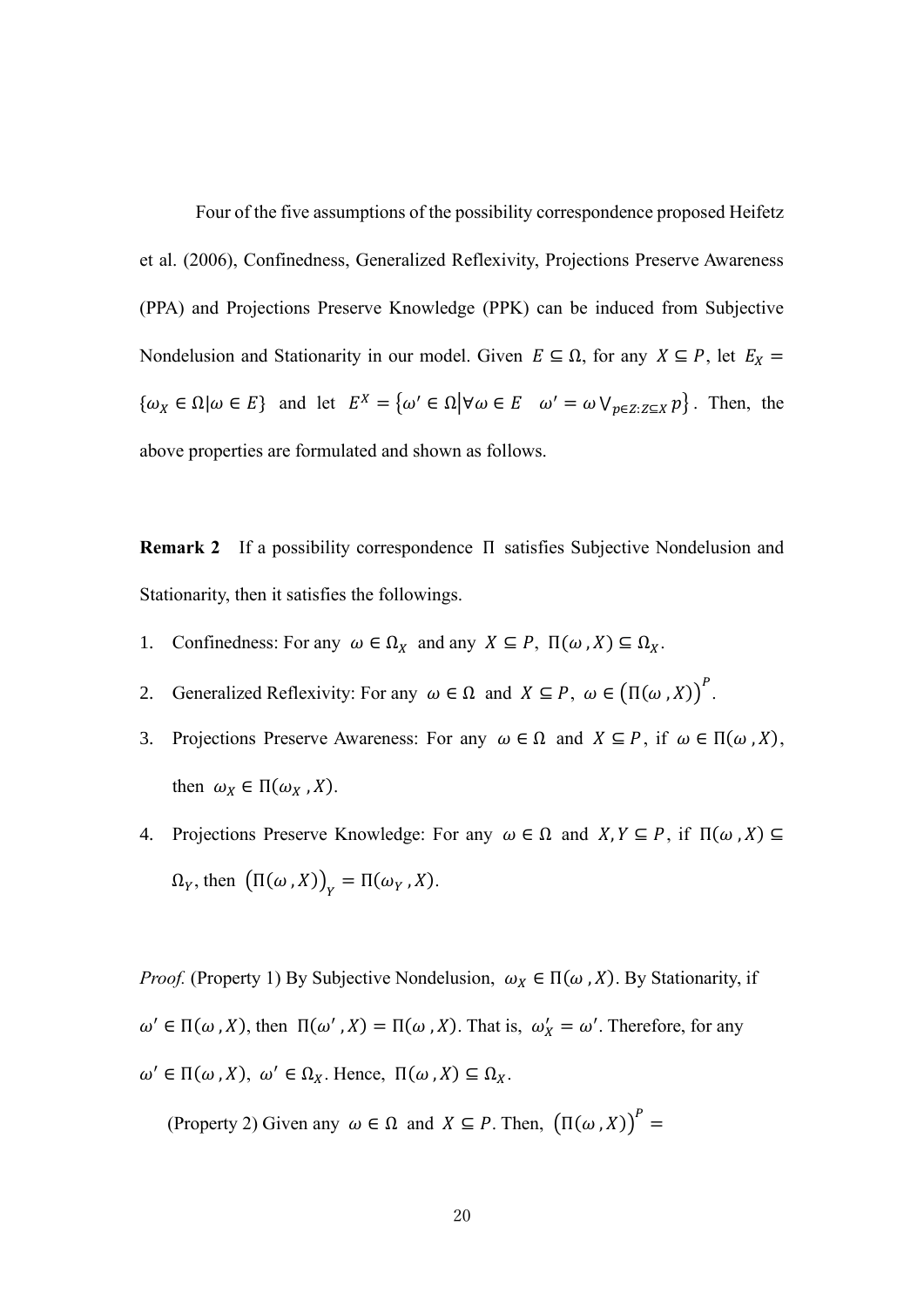Four of the five assumptions of the possibility correspondence proposed Heifetz et al. (2006), Confinedness, Generalized Reflexivity, Projections Preserve Awareness (PPA) and Projections Preserve Knowledge (PPK) can be induced from Subjective Nondelusion and Stationarity in our model. Given $E \subseteq \Omega$, for any $X \subseteq P$, let $E_X = \{\omega_X \in \Omega | \omega \in E\}$ and let $E^X = \{\omega' \in \Omega | \forall \omega \in E \quad \omega' = \omega \vee_{p \in Z: Z \subseteq X} p\}$. Then, the above properties are formulated and shown as follows.

**Remark 2** If a possibility correspondence $\Pi$ satisfies Subjective Nondelusion and Stationarity, then it satisfies the followings.

1. Confinedness: For any $\omega \in \Omega_X$ and any $X \subseteq P$, $\Pi(\omega, X) \subseteq \Omega_X$.
2. Generalized Reflexivity: For any $\omega \in \Omega$ and $X \subseteq P$, $\omega \in \left(\Pi(\omega, X)\right)^P$.
3. Projections Preserve Awareness: For any $\omega \in \Omega$ and $X \subseteq P$, if $\omega \in \Pi(\omega, X)$, then $\omega_X \in \Pi(\omega_X, X)$.
4. Projections Preserve Knowledge: For any $\omega \in \Omega$ and $X, Y \subseteq P$, if $\Pi(\omega, X) \subseteq \Omega_Y$, then $\left(\Pi(\omega, X)\right)_Y = \Pi(\omega_Y, X)$.

*Proof.* (Property 1) By Subjective Nondelusion, $\omega_X \in \Pi(\omega, X)$. By Stationarity, if $\omega' \in \Pi(\omega, X)$, then $\Pi(\omega', X) = \Pi(\omega, X)$. That is, $\omega'_X = \omega'$. Therefore, for any $\omega' \in \Pi(\omega, X)$, $\omega' \in \Omega_X$. Hence, $\Pi(\omega, X) \subseteq \Omega_X$.

(Property 2) Given any $\omega \in \Omega$ and $X \subseteq P$. Then, $\left(\Pi(\omega, X)\right)^P =$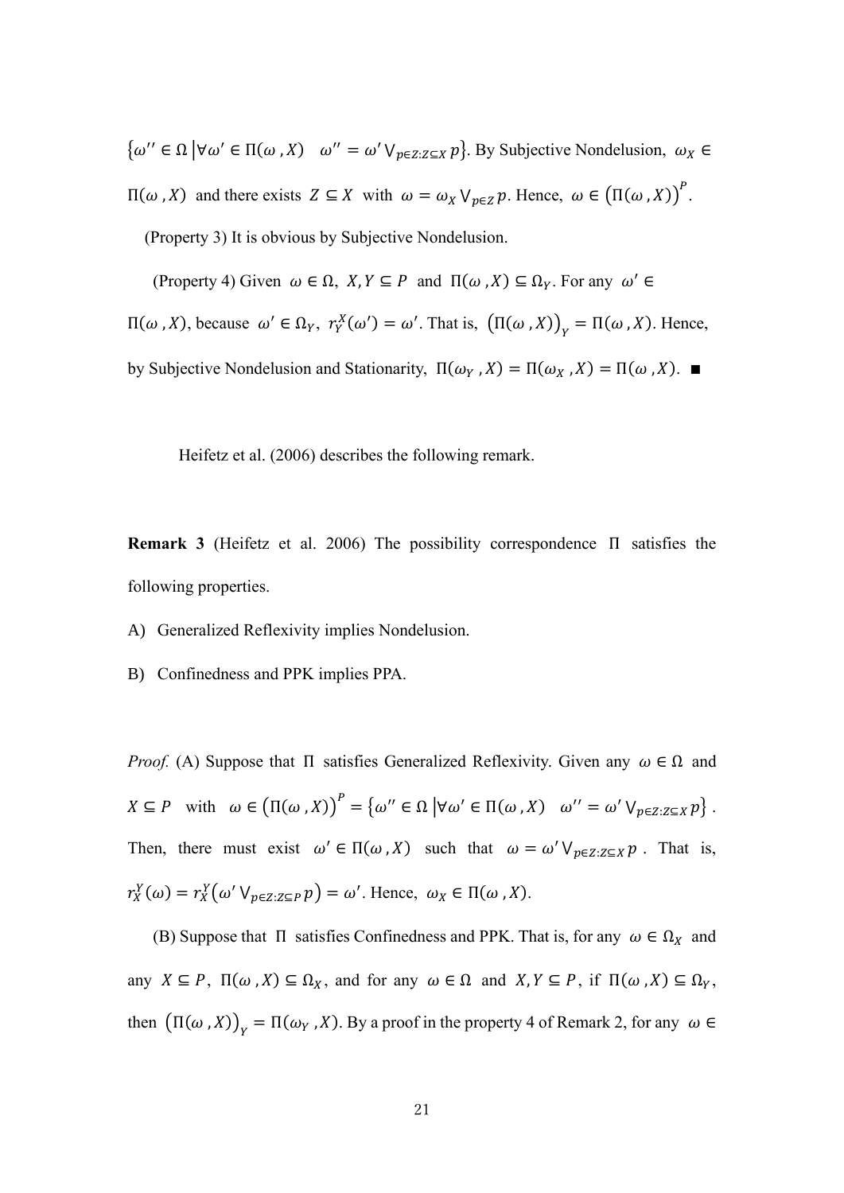$\{\omega'' \in \Omega \,|\forall \omega' \in \Pi(\omega, X) \quad \omega'' = \omega' \vee_{p \in Z: Z \subseteq X} p\}$. By Subjective Nondelusion, $\omega_X \in \Pi(\omega, X)$ and there exists $Z \subseteq X$ with $\omega = \omega_X \vee_{p \in Z} p$. Hence, $\omega \in (\Pi(\omega, X))^P$.

(Property 3) It is obvious by Subjective Nondelusion.

(Property 4) Given $\omega \in \Omega$, $X, Y \subseteq P$ and $\Pi(\omega, X) \subseteq \Omega_Y$. For any $\omega' \in \Pi(\omega, X)$, because $\omega' \in \Omega_Y$, $r_Y^X(\omega') = \omega'$. That is, $(\Pi(\omega, X))_Y = \Pi(\omega, X)$. Hence, by Subjective Nondelusion and Stationarity, $\Pi(\omega_Y, X) = \Pi(\omega_X, X) = \Pi(\omega, X)$. ■

Heifetz et al. (2006) describes the following remark.

**Remark 3** (Heifetz et al. 2006) The possibility correspondence $\Pi$ satisfies the following properties.

A) Generalized Reflexivity implies Nondelusion.

B) Confinedness and PPK implies PPA.

*Proof.* (A) Suppose that $\Pi$ satisfies Generalized Reflexivity. Given any $\omega \in \Omega$ and $X \subseteq P$ with $\omega \in (\Pi(\omega, X))^P = \{\omega'' \in \Omega \,|\forall \omega' \in \Pi(\omega, X) \quad \omega'' = \omega' \vee_{p \in Z: Z \subseteq X} p\}$. Then, there must exist $\omega' \in \Pi(\omega, X)$ such that $\omega = \omega' \vee_{p \in Z: Z \subseteq X} p$. That is, $r_X^Y(\omega) = r_X^Y(\omega' \vee_{p \in Z: Z \subseteq P} p) = \omega'$. Hence, $\omega_X \in \Pi(\omega, X)$.

(B) Suppose that $\Pi$ satisfies Confinedness and PPK. That is, for any $\omega \in \Omega_X$ and any $X \subseteq P$, $\Pi(\omega, X) \subseteq \Omega_X$, and for any $\omega \in \Omega$ and $X, Y \subseteq P$, if $\Pi(\omega, X) \subseteq \Omega_Y$, then $(\Pi(\omega, X))_Y = \Pi(\omega_Y, X)$. By a proof in the property 4 of Remark 2, for any $\omega \in$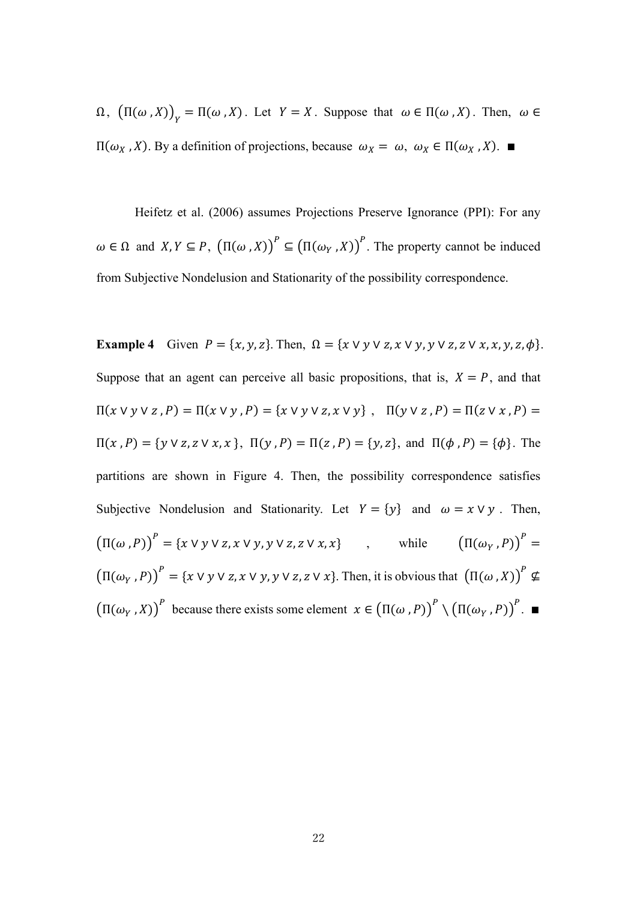$\Omega$, $\left(\Pi(\omega, X)\right)_Y = \Pi(\omega, X)$. Let $Y = X$. Suppose that $\omega \in \Pi(\omega, X)$. Then, $\omega \in \Pi(\omega_X, X)$. By a definition of projections, because $\omega_X = \omega$, $\omega_X \in \Pi(\omega_X, X)$. ∎

Heifetz et al. (2006) assumes Projections Preserve Ignorance (PPI): For any $\omega \in \Omega$ and $X, Y \subseteq P$, $\left(\Pi(\omega, X)\right)^P \subseteq \left(\Pi(\omega_Y, X)\right)^P$. The property cannot be induced from Subjective Nondelusion and Stationarity of the possibility correspondence.

**Example 4** Given $P = \{x, y, z\}$. Then, $\Omega = \{x \vee y \vee z, x \vee y, y \vee z, z \vee x, x, y, z, \phi\}$. Suppose that an agent can perceive all basic propositions, that is, $X = P$, and that $\Pi(x \vee y \vee z, P) = \Pi(x \vee y, P) = \{x \vee y \vee z, x \vee y\}$, $\Pi(y \vee z, P) = \Pi(z \vee x, P) = \Pi(x, P) = \{y \vee z, z \vee x, x\}$, $\Pi(y, P) = \Pi(z, P) = \{y, z\}$, and $\Pi(\phi, P) = \{\phi\}$. The partitions are shown in Figure 4. Then, the possibility correspondence satisfies Subjective Nondelusion and Stationarity. Let $Y = \{y\}$ and $\omega = x \vee y$. Then, $\left(\Pi(\omega, P)\right)^P = \{x \vee y \vee z, x \vee y, y \vee z, z \vee x, x\}$, while $\left(\Pi(\omega_Y, P)\right)^P = \left(\Pi(\omega_Y, P)\right)^P = \{x \vee y \vee z, x \vee y, y \vee z, z \vee x\}$. Then, it is obvious that $\left(\Pi(\omega, X)\right)^P \nsubseteq \left(\Pi(\omega_Y, X)\right)^P$ because there exists some element $x \in \left(\Pi(\omega, P)\right)^P \setminus \left(\Pi(\omega_Y, P)\right)^P$. ∎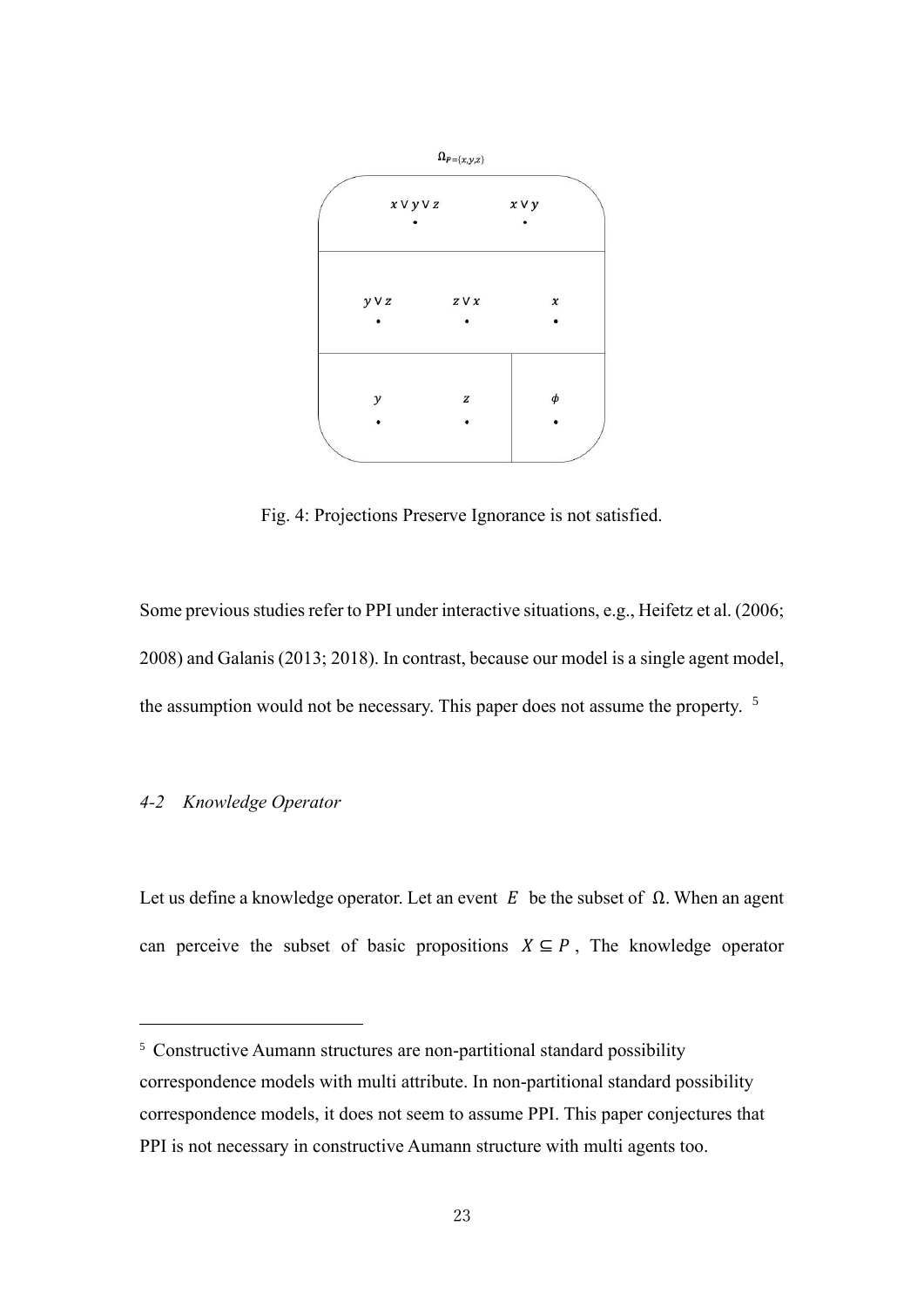$\Omega_{P=\{x,y,z\}}$

| | | |
|---|---|---|
| $x \vee y \vee z$ | | $x \vee y$ |
| $y \vee z$ | $z \vee x$ | $x$ |
| $y$ | $z$ | $\phi$ |

Fig. 4: Projections Preserve Ignorance is not satisfied.

Some previous studies refer to PPI under interactive situations, e.g., Heifetz et al. (2006; 2008) and Galanis (2013; 2018). In contrast, because our model is a single agent model, the assumption would not be necessary. This paper does not assume the property. [5]

*4-2 Knowledge Operator*

Let us define a knowledge operator. Let an event $E$ be the subset of $\Omega$. When an agent can perceive the subset of basic propositions $X \subseteq P$, The knowledge operator

---

[5] Constructive Aumann structures are non-partitional standard possibility correspondence models with multi attribute. In non-partitional standard possibility correspondence models, it does not seem to assume PPI. This paper conjectures that PPI is not necessary in constructive Aumann structure with multi agents too.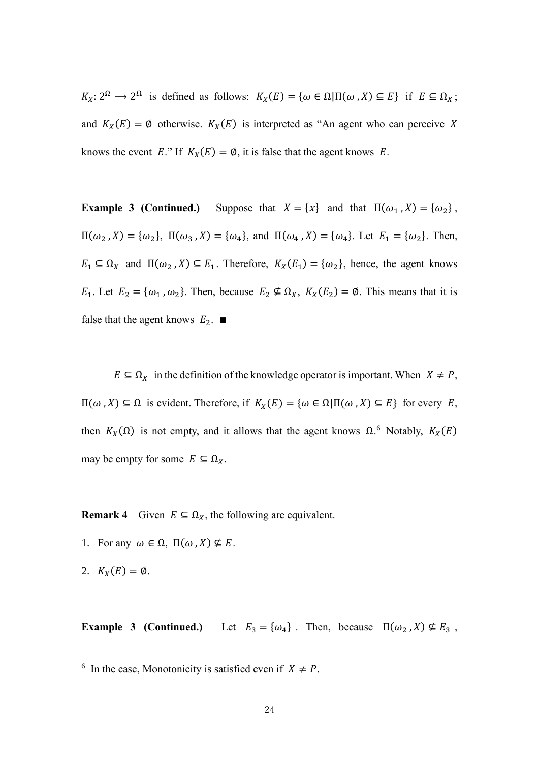$K_X: 2^\Omega \longrightarrow 2^\Omega$ is defined as follows: $K_X(E) = \{\omega \in \Omega | \Pi(\omega, X) \subseteq E\}$ if $E \subseteq \Omega_X$; and $K_X(E) = \emptyset$ otherwise. $K_X(E)$ is interpreted as "An agent who can perceive $X$ knows the event $E$." If $K_X(E) = \emptyset$, it is false that the agent knows $E$.

**Example 3 (Continued.)** Suppose that $X = \{x\}$ and that $\Pi(\omega_1, X) = \{\omega_2\}$, $\Pi(\omega_2, X) = \{\omega_2\}$, $\Pi(\omega_3, X) = \{\omega_4\}$, and $\Pi(\omega_4, X) = \{\omega_4\}$. Let $E_1 = \{\omega_2\}$. Then, $E_1 \subseteq \Omega_X$ and $\Pi(\omega_2, X) \subseteq E_1$. Therefore, $K_X(E_1) = \{\omega_2\}$, hence, the agent knows $E_1$. Let $E_2 = \{\omega_1, \omega_2\}$. Then, because $E_2 \nsubseteq \Omega_X$, $K_X(E_2) = \emptyset$. This means that it is false that the agent knows $E_2$. ■

$E \subseteq \Omega_X$ in the definition of the knowledge operator is important. When $X \neq P$, $\Pi(\omega, X) \subseteq \Omega$ is evident. Therefore, if $K_X(E) = \{\omega \in \Omega | \Pi(\omega, X) \subseteq E\}$ for every $E$, then $K_X(\Omega)$ is not empty, and it allows that the agent knows $\Omega$.[6] Notably, $K_X(E)$ may be empty for some $E \subseteq \Omega_X$.

**Remark 4** Given $E \subseteq \Omega_X$, the following are equivalent.

1. For any $\omega \in \Omega$, $\Pi(\omega, X) \nsubseteq E$.
2. $K_X(E) = \emptyset$.

**Example 3 (Continued.)** Let $E_3 = \{\omega_4\}$. Then, because $\Pi(\omega_2, X) \nsubseteq E_3$,

[6] In the case, Monotonicity is satisfied even if $X \neq P$.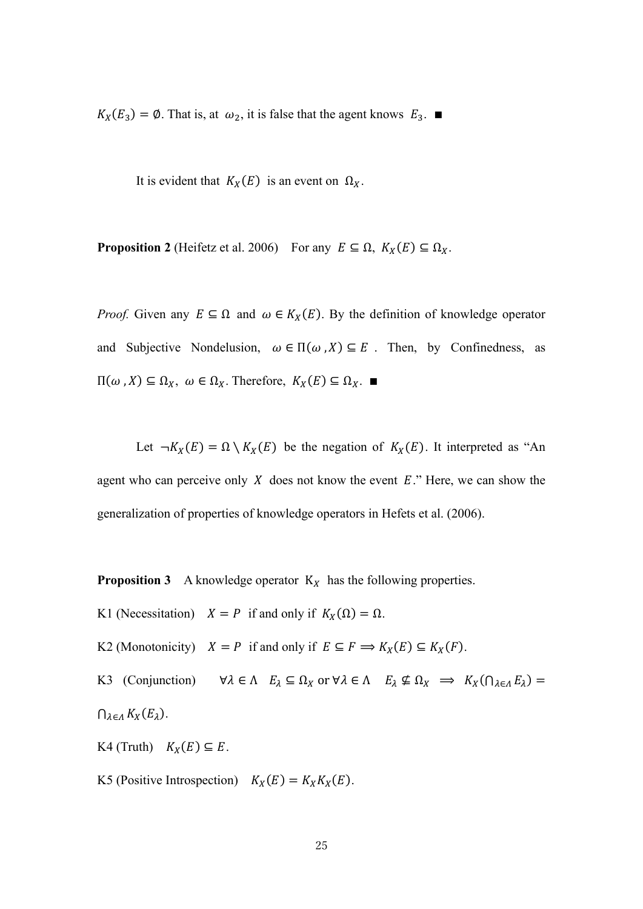$K_X(E_3) = \emptyset$. That is, at $\omega_2$, it is false that the agent knows $E_3$. ■

It is evident that $K_X(E)$ is an event on $\Omega_X$.

**Proposition 2** (Heifetz et al. 2006) For any $E \subseteq \Omega$, $K_X(E) \subseteq \Omega_X$.

*Proof.* Given any $E \subseteq \Omega$ and $\omega \in K_X(E)$. By the definition of knowledge operator and Subjective Nondelusion, $\omega \in \Pi(\omega, X) \subseteq E$. Then, by Confinedness, as $\Pi(\omega, X) \subseteq \Omega_X$, $\omega \in \Omega_X$. Therefore, $K_X(E) \subseteq \Omega_X$. ■

Let $\neg K_X(E) = \Omega \setminus K_X(E)$ be the negation of $K_X(E)$. It interpreted as "An agent who can perceive only $X$ does not know the event $E$." Here, we can show the generalization of properties of knowledge operators in Hefets et al. (2006).

**Proposition 3** A knowledge operator $\mathrm{K}_X$ has the following properties.

K1 (Necessitation) $X = P$ if and only if $K_X(\Omega) = \Omega$.

K2 (Monotonicity) $X = P$ if and only if $E \subseteq F \Longrightarrow K_X(E) \subseteq K_X(F)$.

K3 (Conjunction) $\forall \lambda \in \Lambda \quad E_\lambda \subseteq \Omega_X$ or $\forall \lambda \in \Lambda \quad E_\lambda \nsubseteq \Omega_X \implies K_X(\bigcap_{\lambda \in \Lambda} E_\lambda) = \bigcap_{\lambda \in \Lambda} K_X(E_\lambda)$.

K4 (Truth) $K_X(E) \subseteq E$.

K5 (Positive Introspection) $K_X(E) = K_X K_X(E)$.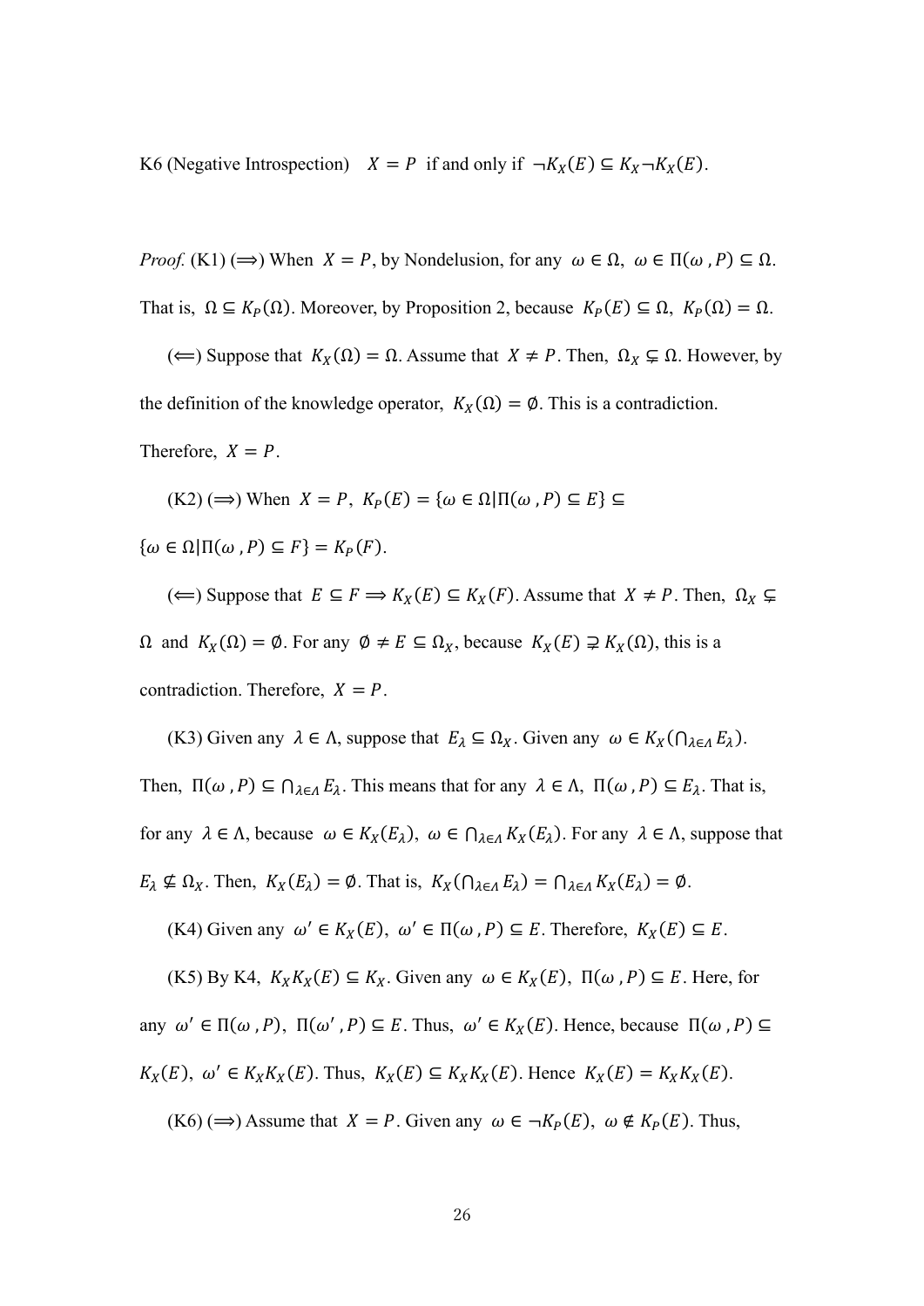K6 (Negative Introspection) $X = P$ if and only if $\neg K_X(E) \subseteq K_X \neg K_X(E)$.

*Proof.* (K1) ($\Longrightarrow$) When $X = P$, by Nondelusion, for any $\omega \in \Omega$, $\omega \in \Pi(\omega, P) \subseteq \Omega$. That is, $\Omega \subseteq K_P(\Omega)$. Moreover, by Proposition 2, because $K_P(E) \subseteq \Omega$, $K_P(\Omega) = \Omega$.

($\Longleftarrow$) Suppose that $K_X(\Omega) = \Omega$. Assume that $X \neq P$. Then, $\Omega_X \subsetneq \Omega$. However, by the definition of the knowledge operator, $K_X(\Omega) = \emptyset$. This is a contradiction. Therefore, $X = P$.

(K2) ($\Longrightarrow$) When $X = P$, $K_P(E) = \{\omega \in \Omega | \Pi(\omega, P) \subseteq E\} \subseteq \{\omega \in \Omega | \Pi(\omega, P) \subseteq F\} = K_P(F)$.

($\Longleftarrow$) Suppose that $E \subseteq F \Longrightarrow K_X(E) \subseteq K_X(F)$. Assume that $X \neq P$. Then, $\Omega_X \subsetneq \Omega$ and $K_X(\Omega) = \emptyset$. For any $\emptyset \neq E \subseteq \Omega_X$, because $K_X(E) \supsetneq K_X(\Omega)$, this is a contradiction. Therefore, $X = P$.

(K3) Given any $\lambda \in \Lambda$, suppose that $E_\lambda \subseteq \Omega_X$. Given any $\omega \in K_X(\bigcap_{\lambda \in \Lambda} E_\lambda)$. Then, $\Pi(\omega, P) \subseteq \bigcap_{\lambda \in \Lambda} E_\lambda$. This means that for any $\lambda \in \Lambda$, $\Pi(\omega, P) \subseteq E_\lambda$. That is, for any $\lambda \in \Lambda$, because $\omega \in K_X(E_\lambda)$, $\omega \in \bigcap_{\lambda \in \Lambda} K_X(E_\lambda)$. For any $\lambda \in \Lambda$, suppose that $E_\lambda \nsubseteq \Omega_X$. Then, $K_X(E_\lambda) = \emptyset$. That is, $K_X(\bigcap_{\lambda \in \Lambda} E_\lambda) = \bigcap_{\lambda \in \Lambda} K_X(E_\lambda) = \emptyset$.

(K4) Given any $\omega' \in K_X(E)$, $\omega' \in \Pi(\omega, P) \subseteq E$. Therefore, $K_X(E) \subseteq E$.

(K5) By K4, $K_X K_X(E) \subseteq K_X$. Given any $\omega \in K_X(E)$, $\Pi(\omega, P) \subseteq E$. Here, for any $\omega' \in \Pi(\omega, P)$, $\Pi(\omega', P) \subseteq E$. Thus, $\omega' \in K_X(E)$. Hence, because $\Pi(\omega, P) \subseteq K_X(E)$, $\omega' \in K_X K_X(E)$. Thus, $K_X(E) \subseteq K_X K_X(E)$. Hence $K_X(E) = K_X K_X(E)$.

(K6) ($\Longrightarrow$) Assume that $X = P$. Given any $\omega \in \neg K_P(E)$, $\omega \notin K_P(E)$. Thus,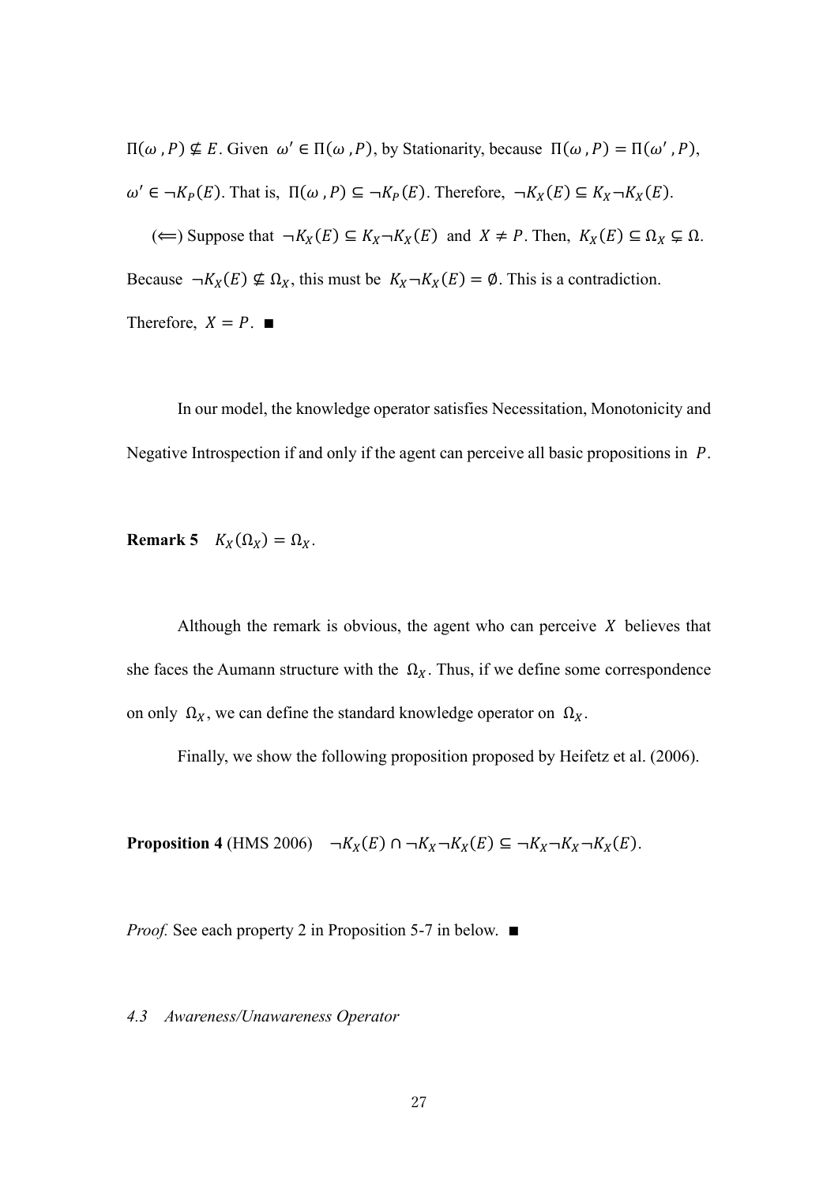$\Pi(\omega, P) \nsubseteq E$. Given $\omega' \in \Pi(\omega, P)$, by Stationarity, because $\Pi(\omega, P) = \Pi(\omega', P)$, $\omega' \in \neg K_P(E)$. That is, $\Pi(\omega, P) \subseteq \neg K_P(E)$. Therefore, $\neg K_X(E) \subseteq K_X \neg K_X(E)$.

($\Leftarrow$) Suppose that $\neg K_X(E) \subseteq K_X \neg K_X(E)$ and $X \neq P$. Then, $K_X(E) \subseteq \Omega_X \subsetneq \Omega$. Because $\neg K_X(E) \nsubseteq \Omega_X$, this must be $K_X \neg K_X(E) = \emptyset$. This is a contradiction. Therefore, $X = P$. ■

In our model, the knowledge operator satisfies Necessitation, Monotonicity and Negative Introspection if and only if the agent can perceive all basic propositions in $P$.

**Remark 5** $K_X(\Omega_X) = \Omega_X$.

Although the remark is obvious, the agent who can perceive $X$ believes that she faces the Aumann structure with the $\Omega_X$. Thus, if we define some correspondence on only $\Omega_X$, we can define the standard knowledge operator on $\Omega_X$.

Finally, we show the following proposition proposed by Heifetz et al. (2006).

**Proposition 4** (HMS 2006) $\neg K_X(E) \cap \neg K_X \neg K_X(E) \subseteq \neg K_X \neg K_X \neg K_X(E)$.

*Proof.* See each property 2 in Proposition 5-7 in below. ■

*4.3 Awareness/Unawareness Operator*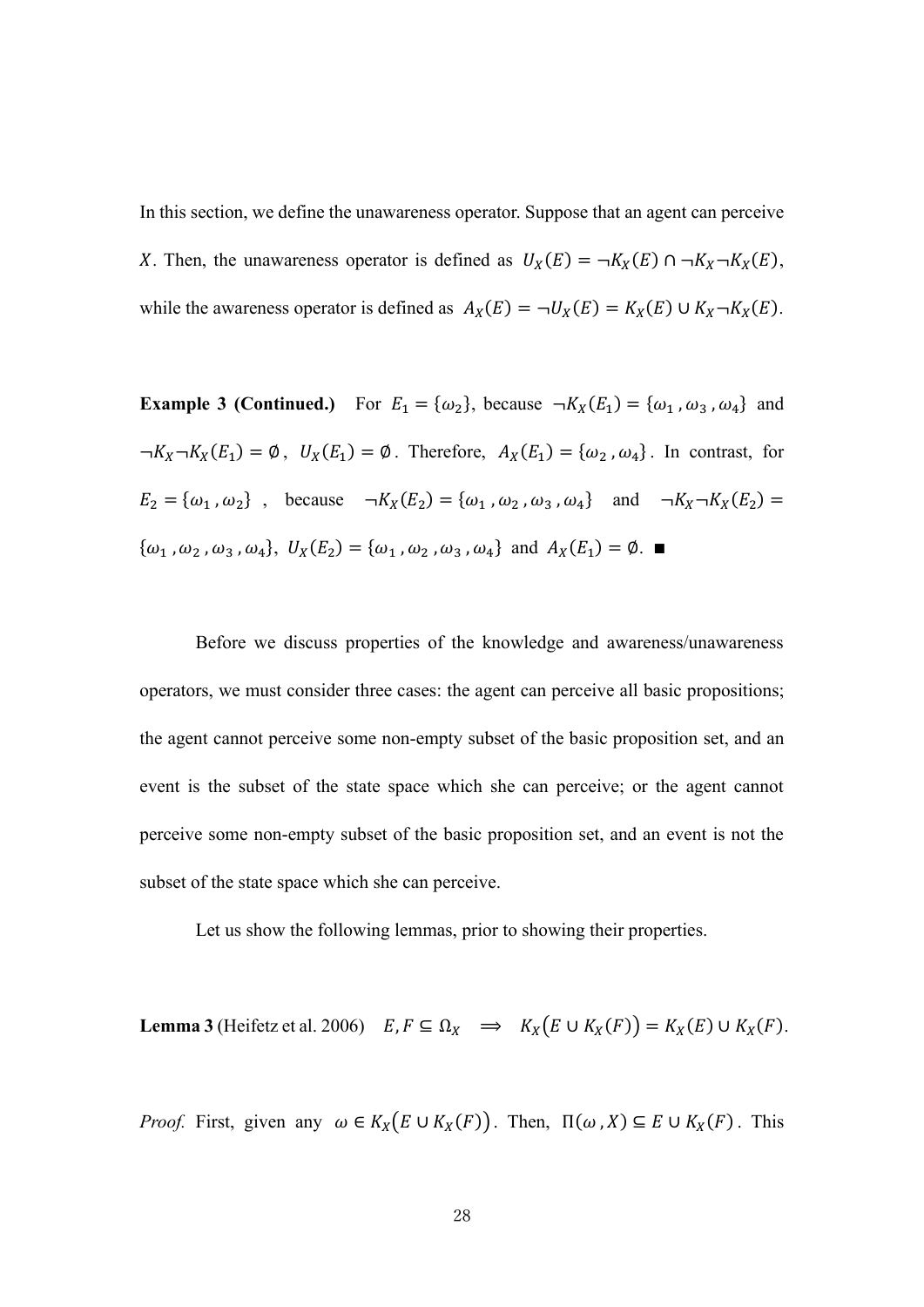In this section, we define the unawareness operator. Suppose that an agent can perceive $X$. Then, the unawareness operator is defined as $U_X(E) = \neg K_X(E) \cap \neg K_X \neg K_X(E)$, while the awareness operator is defined as $A_X(E) = \neg U_X(E) = K_X(E) \cup K_X \neg K_X(E)$.

**Example 3 (Continued.)** For $E_1 = \{\omega_2\}$, because $\neg K_X(E_1) = \{\omega_1, \omega_3, \omega_4\}$ and $\neg K_X \neg K_X(E_1) = \emptyset$, $U_X(E_1) = \emptyset$. Therefore, $A_X(E_1) = \{\omega_2, \omega_4\}$. In contrast, for $E_2 = \{\omega_1, \omega_2\}$, because $\neg K_X(E_2) = \{\omega_1, \omega_2, \omega_3, \omega_4\}$ and $\neg K_X \neg K_X(E_2) = \{\omega_1, \omega_2, \omega_3, \omega_4\}$, $U_X(E_2) = \{\omega_1, \omega_2, \omega_3, \omega_4\}$ and $A_X(E_1) = \emptyset$. ■

Before we discuss properties of the knowledge and awareness/unawareness operators, we must consider three cases: the agent can perceive all basic propositions; the agent cannot perceive some non-empty subset of the basic proposition set, and an event is the subset of the state space which she can perceive; or the agent cannot perceive some non-empty subset of the basic proposition set, and an event is not the subset of the state space which she can perceive.

Let us show the following lemmas, prior to showing their properties.

**Lemma 3** (Heifetz et al. 2006) $E, F \subseteq \Omega_X \implies K_X(E \cup K_X(F)) = K_X(E) \cup K_X(F)$.

*Proof.* First, given any $\omega \in K_X(E \cup K_X(F))$. Then, $\Pi(\omega, X) \subseteq E \cup K_X(F)$. This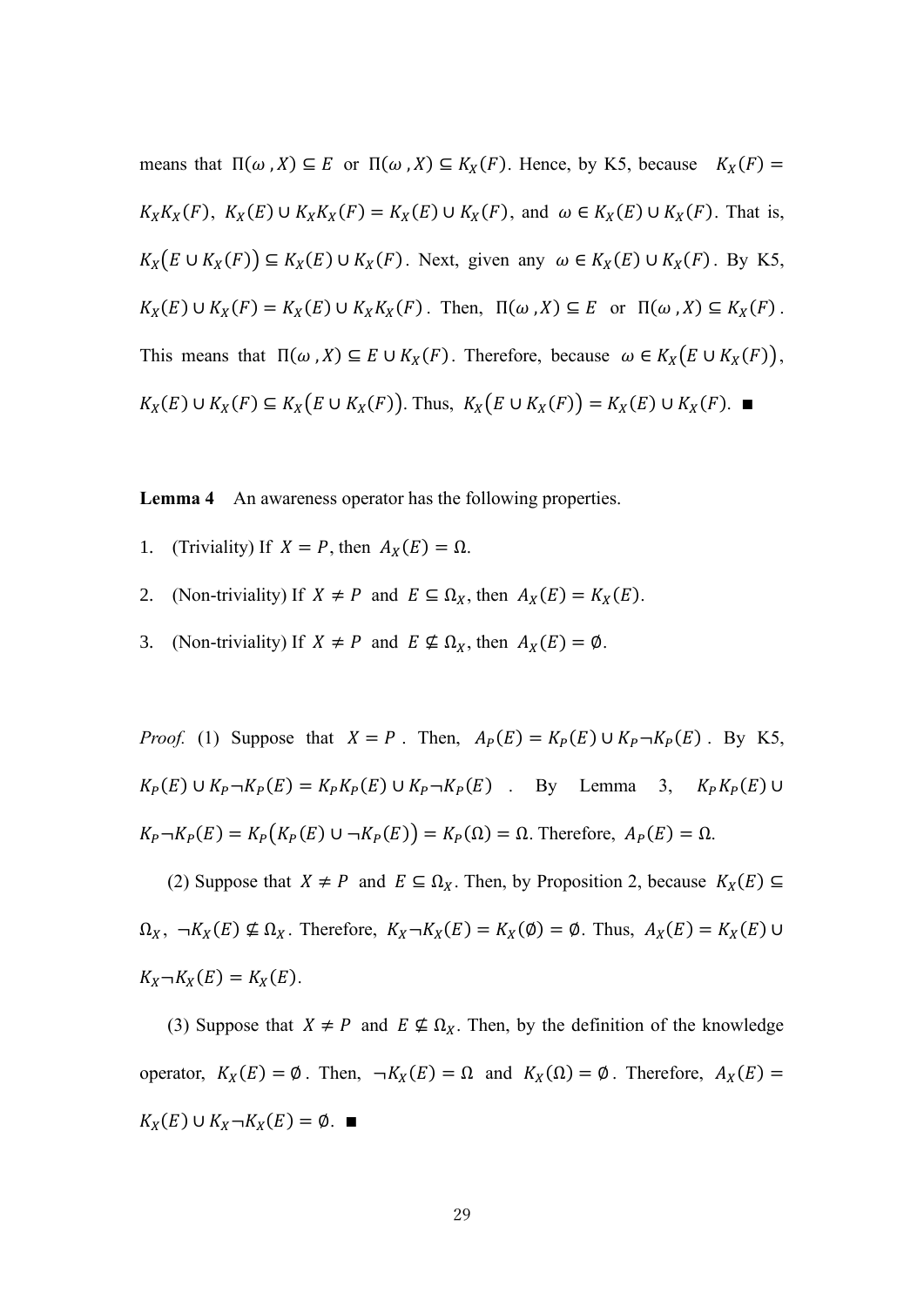means that $\Pi(\omega, X) \subseteq E$ or $\Pi(\omega, X) \subseteq K_X(F)$. Hence, by K5, because $K_X(F) = K_X K_X(F)$, $K_X(E) \cup K_X K_X(F) = K_X(E) \cup K_X(F)$, and $\omega \in K_X(E) \cup K_X(F)$. That is, $K_X\big(E \cup K_X(F)\big) \subseteq K_X(E) \cup K_X(F)$. Next, given any $\omega \in K_X(E) \cup K_X(F)$. By K5, $K_X(E) \cup K_X(F) = K_X(E) \cup K_X K_X(F)$. Then, $\Pi(\omega, X) \subseteq E$ or $\Pi(\omega, X) \subseteq K_X(F)$. This means that $\Pi(\omega, X) \subseteq E \cup K_X(F)$. Therefore, because $\omega \in K_X\big(E \cup K_X(F)\big)$, $K_X(E) \cup K_X(F) \subseteq K_X\big(E \cup K_X(F)\big)$. Thus, $K_X\big(E \cup K_X(F)\big) = K_X(E) \cup K_X(F)$. ■

**Lemma 4** An awareness operator has the following properties.

1. (Triviality) If $X = P$, then $A_X(E) = \Omega$.
2. (Non-triviality) If $X \neq P$ and $E \subseteq \Omega_X$, then $A_X(E) = K_X(E)$.
3. (Non-triviality) If $X \neq P$ and $E \nsubseteq \Omega_X$, then $A_X(E) = \emptyset$.

*Proof.* (1) Suppose that $X = P$. Then, $A_P(E) = K_P(E) \cup K_P \neg K_P(E)$. By K5, $K_P(E) \cup K_P \neg K_P(E) = K_P K_P(E) \cup K_P \neg K_P(E)$. By Lemma 3, $K_P K_P(E) \cup K_P \neg K_P(E) = K_P\big(K_P(E) \cup \neg K_P(E)\big) = K_P(\Omega) = \Omega$. Therefore, $A_P(E) = \Omega$.

(2) Suppose that $X \neq P$ and $E \subseteq \Omega_X$. Then, by Proposition 2, because $K_X(E) \subseteq \Omega_X$, $\neg K_X(E) \nsubseteq \Omega_X$. Therefore, $K_X \neg K_X(E) = K_X(\emptyset) = \emptyset$. Thus, $A_X(E) = K_X(E) \cup K_X \neg K_X(E) = K_X(E)$.

(3) Suppose that $X \neq P$ and $E \nsubseteq \Omega_X$. Then, by the definition of the knowledge operator, $K_X(E) = \emptyset$. Then, $\neg K_X(E) = \Omega$ and $K_X(\Omega) = \emptyset$. Therefore, $A_X(E) = K_X(E) \cup K_X \neg K_X(E) = \emptyset$. ■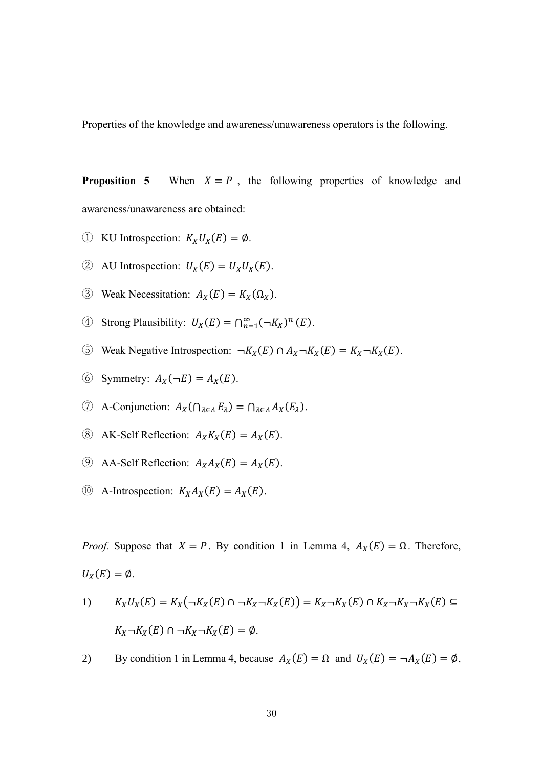Properties of the knowledge and awareness/unawareness operators is the following.

**Proposition 5** When $X = P$, the following properties of knowledge and awareness/unawareness are obtained:

① KU Introspection: $K_X U_X(E) = \emptyset$.

② AU Introspection: $U_X(E) = U_X U_X(E)$.

③ Weak Necessitation: $A_X(E) = K_X(\Omega_X)$.

④ Strong Plausibility: $U_X(E) = \bigcap_{n=1}^{\infty} (\neg K_X)^n (E)$.

⑤ Weak Negative Introspection: $\neg K_X(E) \cap A_X \neg K_X(E) = K_X \neg K_X(E)$.

⑥ Symmetry: $A_X(\neg E) = A_X(E)$.

⑦ A-Conjunction: $A_X(\bigcap_{\lambda \in \Lambda} E_\lambda) = \bigcap_{\lambda \in \Lambda} A_X(E_\lambda)$.

⑧ AK-Self Reflection: $A_X K_X(E) = A_X(E)$.

⑨ AA-Self Reflection: $A_X A_X(E) = A_X(E)$.

⑩ A-Introspection: $K_X A_X(E) = A_X(E)$.

*Proof.* Suppose that $X = P$. By condition 1 in Lemma 4, $A_X(E) = \Omega$. Therefore, $U_X(E) = \emptyset$.

1) $K_X U_X(E) = K_X\big(\neg K_X(E) \cap \neg K_X \neg K_X(E)\big) = K_X \neg K_X(E) \cap K_X \neg K_X \neg K_X(E) \subseteq K_X \neg K_X(E) \cap \neg K_X \neg K_X(E) = \emptyset$.

2) By condition 1 in Lemma 4, because $A_X(E) = \Omega$ and $U_X(E) = \neg A_X(E) = \emptyset$,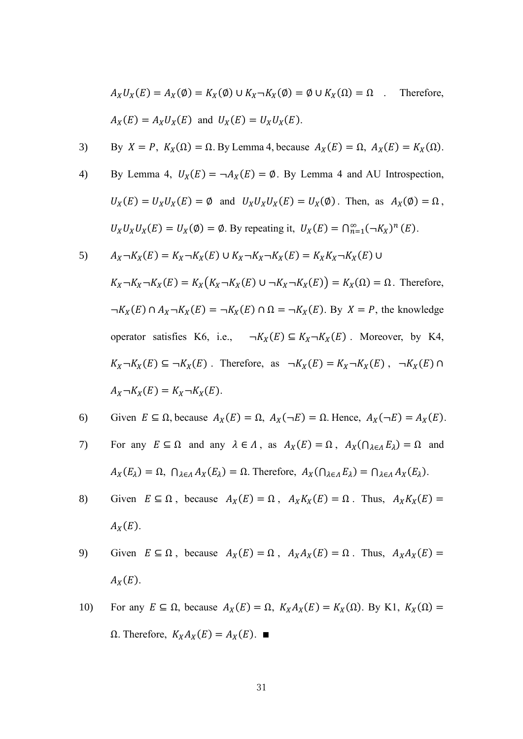$A_X U_X(E) = A_X(\emptyset) = K_X(\emptyset) \cup K_X \neg K_X(\emptyset) = \emptyset \cup K_X(\Omega) = \Omega$ . Therefore, $A_X(E) = A_X U_X(E)$ and $U_X(E) = U_X U_X(E)$.

3) By $X = P$, $K_X(\Omega) = \Omega$. By Lemma 4, because $A_X(E) = \Omega$, $A_X(E) = K_X(\Omega)$.

4) By Lemma 4, $U_X(E) = \neg A_X(E) = \emptyset$. By Lemma 4 and AU Introspection, $U_X(E) = U_X U_X(E) = \emptyset$ and $U_X U_X U_X(E) = U_X(\emptyset)$. Then, as $A_X(\emptyset) = \Omega$, $U_X U_X U_X(E) = U_X(\emptyset) = \emptyset$. By repeating it, $U_X(E) = \bigcap_{n=1}^{\infty} (\neg K_X)^n (E)$.

5) $A_X \neg K_X(E) = K_X \neg K_X(E) \cup K_X \neg K_X \neg K_X(E) = K_X K_X \neg K_X(E) \cup K_X \neg K_X \neg K_X(E) = K_X\big(K_X \neg K_X(E) \cup \neg K_X \neg K_X(E)\big) = K_X(\Omega) = \Omega$. Therefore, $\neg K_X(E) \cap A_X \neg K_X(E) = \neg K_X(E) \cap \Omega = \neg K_X(E)$. By $X = P$, the knowledge operator satisfies K6, i.e., $\neg K_X(E) \subseteq K_X \neg K_X(E)$. Moreover, by K4, $K_X \neg K_X(E) \subseteq \neg K_X(E)$. Therefore, as $\neg K_X(E) = K_X \neg K_X(E)$, $\neg K_X(E) \cap A_X \neg K_X(E) = K_X \neg K_X(E)$.

6) Given $E \subseteq \Omega$, because $A_X(E) = \Omega$, $A_X(\neg E) = \Omega$. Hence, $A_X(\neg E) = A_X(E)$.

7) For any $E \subseteq \Omega$ and any $\lambda \in \Lambda$, as $A_X(E) = \Omega$, $A_X(\bigcap_{\lambda \in \Lambda} E_\lambda) = \Omega$ and $A_X(E_\lambda) = \Omega$, $\bigcap_{\lambda \in \Lambda} A_X(E_\lambda) = \Omega$. Therefore, $A_X(\bigcap_{\lambda \in \Lambda} E_\lambda) = \bigcap_{\lambda \in \Lambda} A_X(E_\lambda)$.

8) Given $E \subseteq \Omega$, because $A_X(E) = \Omega$, $A_X K_X(E) = \Omega$. Thus, $A_X K_X(E) = A_X(E)$.

9) Given $E \subseteq \Omega$, because $A_X(E) = \Omega$, $A_X A_X(E) = \Omega$. Thus, $A_X A_X(E) = A_X(E)$.

10) For any $E \subseteq \Omega$, because $A_X(E) = \Omega$, $K_X A_X(E) = K_X(\Omega)$. By K1, $K_X(\Omega) = \Omega$. Therefore, $K_X A_X(E) = A_X(E)$. ■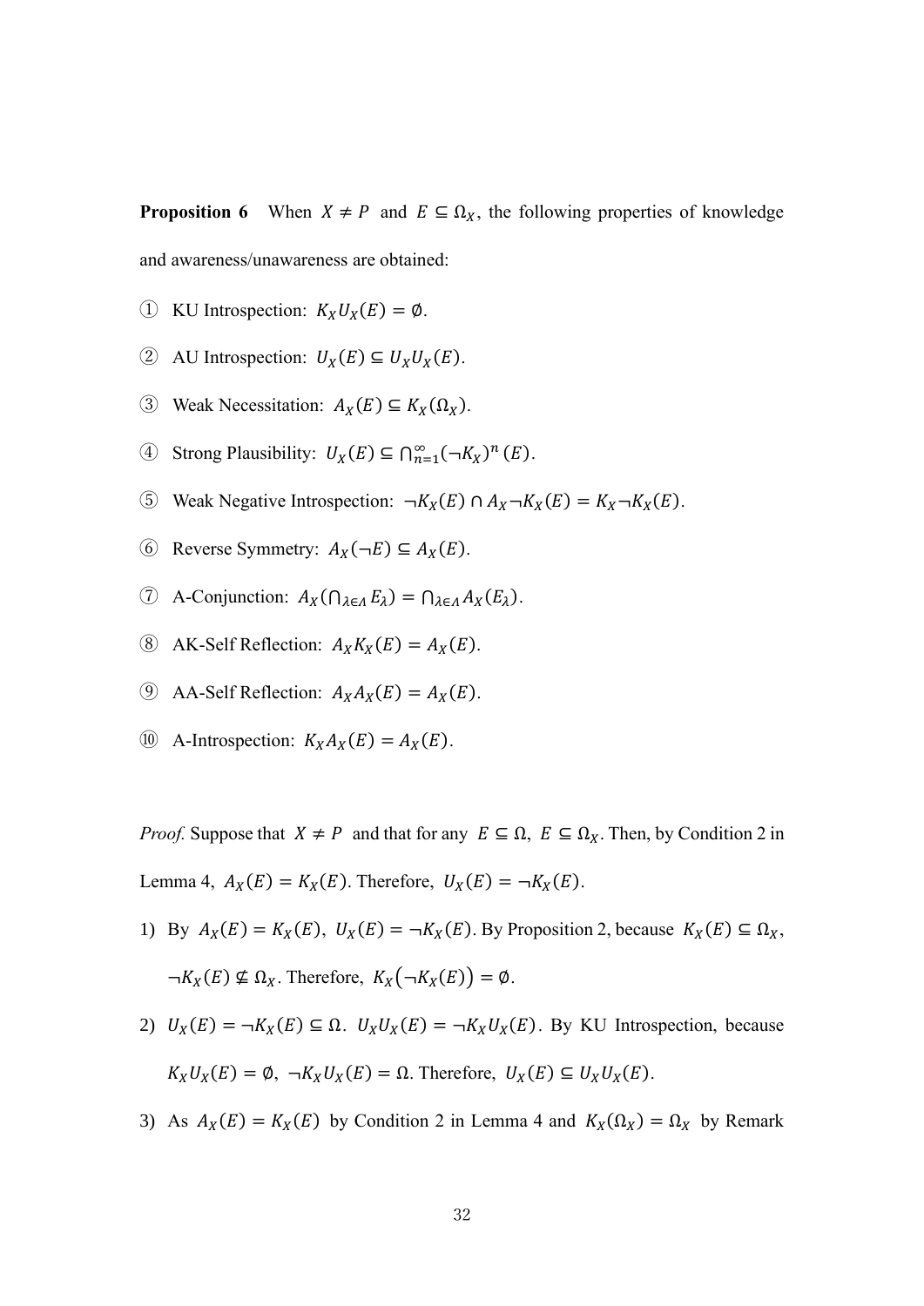**Proposition 6** When $X \neq P$ and $E \subseteq \Omega_X$, the following properties of knowledge and awareness/unawareness are obtained:

① KU Introspection: $K_X U_X(E) = \emptyset$.

② AU Introspection: $U_X(E) \subseteq U_X U_X(E)$.

③ Weak Necessitation: $A_X(E) \subseteq K_X(\Omega_X)$.

④ Strong Plausibility: $U_X(E) \subseteq \bigcap_{n=1}^{\infty} (\neg K_X)^n (E)$.

⑤ Weak Negative Introspection: $\neg K_X(E) \cap A_X \neg K_X(E) = K_X \neg K_X(E)$.

⑥ Reverse Symmetry: $A_X(\neg E) \subseteq A_X(E)$.

⑦ A-Conjunction: $A_X(\bigcap_{\lambda \in \Lambda} E_\lambda) = \bigcap_{\lambda \in \Lambda} A_X(E_\lambda)$.

⑧ AK-Self Reflection: $A_X K_X(E) = A_X(E)$.

⑨ AA-Self Reflection: $A_X A_X(E) = A_X(E)$.

⑩ A-Introspection: $K_X A_X(E) = A_X(E)$.

*Proof.* Suppose that $X \neq P$ and that for any $E \subseteq \Omega$, $E \subseteq \Omega_X$. Then, by Condition 2 in Lemma 4, $A_X(E) = K_X(E)$. Therefore, $U_X(E) = \neg K_X(E)$.

1) By $A_X(E) = K_X(E)$, $U_X(E) = \neg K_X(E)$. By Proposition 2, because $K_X(E) \subseteq \Omega_X$, $\neg K_X(E) \nsubseteq \Omega_X$. Therefore, $K_X(\neg K_X(E)) = \emptyset$.

2) $U_X(E) = \neg K_X(E) \subseteq \Omega$. $U_X U_X(E) = \neg K_X U_X(E)$. By KU Introspection, because $K_X U_X(E) = \emptyset$, $\neg K_X U_X(E) = \Omega$. Therefore, $U_X(E) \subseteq U_X U_X(E)$.

3) As $A_X(E) = K_X(E)$ by Condition 2 in Lemma 4 and $K_X(\Omega_X) = \Omega_X$ by Remark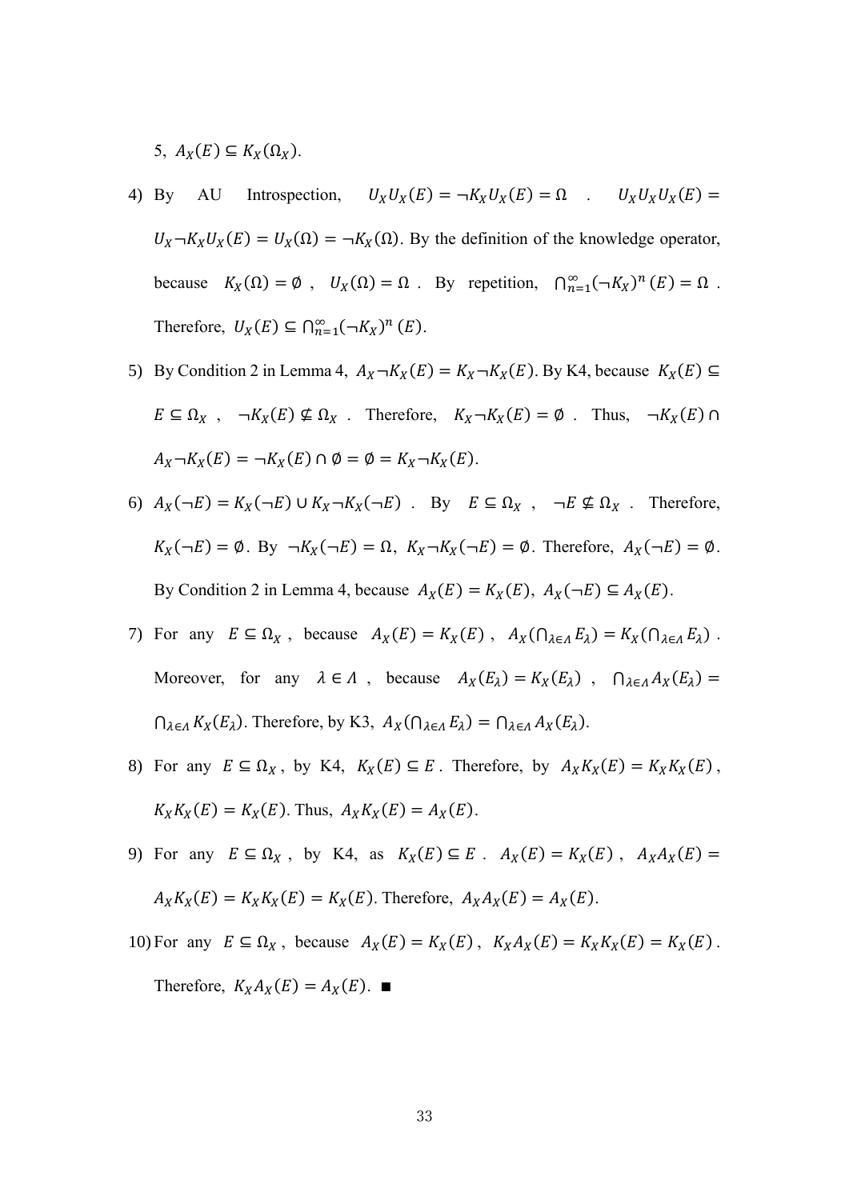5, $A_X(E) \subseteq K_X(\Omega_X)$.

4) By AU Introspection, $U_X U_X(E) = \neg K_X U_X(E) = \Omega$ . $U_X U_X U_X(E) = U_X \neg K_X U_X(E) = U_X(\Omega) = \neg K_X(\Omega)$. By the definition of the knowledge operator, because $K_X(\Omega) = \emptyset$ , $U_X(\Omega) = \Omega$ . By repetition, $\bigcap_{n=1}^{\infty} (\neg K_X)^n (E) = \Omega$ . Therefore, $U_X(E) \subseteq \bigcap_{n=1}^{\infty} (\neg K_X)^n (E)$.

5) By Condition 2 in Lemma 4, $A_X \neg K_X(E) = K_X \neg K_X(E)$. By K4, because $K_X(E) \subseteq E \subseteq \Omega_X$ , $\neg K_X(E) \nsubseteq \Omega_X$ . Therefore, $K_X \neg K_X(E) = \emptyset$ . Thus, $\neg K_X(E) \cap A_X \neg K_X(E) = \neg K_X(E) \cap \emptyset = \emptyset = K_X \neg K_X(E)$.

6) $A_X(\neg E) = K_X(\neg E) \cup K_X \neg K_X(\neg E)$ . By $E \subseteq \Omega_X$ , $\neg E \nsubseteq \Omega_X$ . Therefore, $K_X(\neg E) = \emptyset$. By $\neg K_X(\neg E) = \Omega$, $K_X \neg K_X(\neg E) = \emptyset$. Therefore, $A_X(\neg E) = \emptyset$. By Condition 2 in Lemma 4, because $A_X(E) = K_X(E)$, $A_X(\neg E) \subseteq A_X(E)$.

7) For any $E \subseteq \Omega_X$ , because $A_X(E) = K_X(E)$ , $A_X(\bigcap_{\lambda \in \Lambda} E_\lambda) = K_X(\bigcap_{\lambda \in \Lambda} E_\lambda)$ . Moreover, for any $\lambda \in \Lambda$ , because $A_X(E_\lambda) = K_X(E_\lambda)$ , $\bigcap_{\lambda \in \Lambda} A_X(E_\lambda) = \bigcap_{\lambda \in \Lambda} K_X(E_\lambda)$. Therefore, by K3, $A_X(\bigcap_{\lambda \in \Lambda} E_\lambda) = \bigcap_{\lambda \in \Lambda} A_X(E_\lambda)$.

8) For any $E \subseteq \Omega_X$ , by K4, $K_X(E) \subseteq E$ . Therefore, by $A_X K_X(E) = K_X K_X(E)$ , $K_X K_X(E) = K_X(E)$. Thus, $A_X K_X(E) = A_X(E)$.

9) For any $E \subseteq \Omega_X$ , by K4, as $K_X(E) \subseteq E$ . $A_X(E) = K_X(E)$ , $A_X A_X(E) = A_X K_X(E) = K_X K_X(E) = K_X(E)$. Therefore, $A_X A_X(E) = A_X(E)$.

10) For any $E \subseteq \Omega_X$ , because $A_X(E) = K_X(E)$ , $K_X A_X(E) = K_X K_X(E) = K_X(E)$ . Therefore, $K_X A_X(E) = A_X(E)$. ■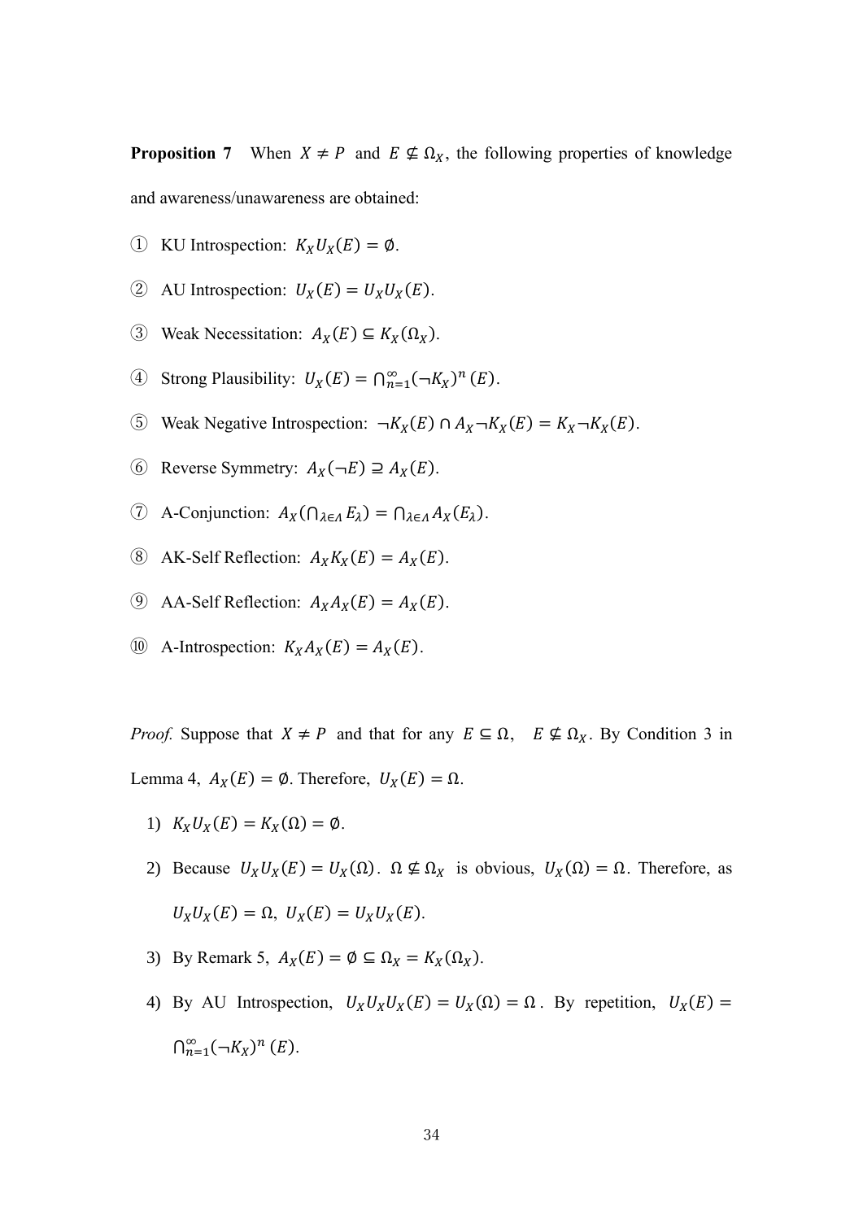**Proposition 7** When $X \neq P$ and $E \nsubseteq \Omega_X$, the following properties of knowledge and awareness/unawareness are obtained:

① KU Introspection: $K_X U_X(E) = \emptyset$.

② AU Introspection: $U_X(E) = U_X U_X(E)$.

③ Weak Necessitation: $A_X(E) \subseteq K_X(\Omega_X)$.

④ Strong Plausibility: $U_X(E) = \bigcap_{n=1}^{\infty} (\neg K_X)^n (E)$.

⑤ Weak Negative Introspection: $\neg K_X(E) \cap A_X \neg K_X(E) = K_X \neg K_X(E)$.

⑥ Reverse Symmetry: $A_X(\neg E) \supseteq A_X(E)$.

⑦ A-Conjunction: $A_X(\bigcap_{\lambda \in \Lambda} E_\lambda) = \bigcap_{\lambda \in \Lambda} A_X(E_\lambda)$.

⑧ AK-Self Reflection: $A_X K_X(E) = A_X(E)$.

⑨ AA-Self Reflection: $A_X A_X(E) = A_X(E)$.

⑩ A-Introspection: $K_X A_X(E) = A_X(E)$.

*Proof.* Suppose that $X \neq P$ and that for any $E \subseteq \Omega$, $E \nsubseteq \Omega_X$. By Condition 3 in Lemma 4, $A_X(E) = \emptyset$. Therefore, $U_X(E) = \Omega$.

1) $K_X U_X(E) = K_X(\Omega) = \emptyset$.

2) Because $U_X U_X(E) = U_X(\Omega)$. $\Omega \nsubseteq \Omega_X$ is obvious, $U_X(\Omega) = \Omega$. Therefore, as $U_X U_X(E) = \Omega$, $U_X(E) = U_X U_X(E)$.

3) By Remark 5, $A_X(E) = \emptyset \subseteq \Omega_X = K_X(\Omega_X)$.

4) By AU Introspection, $U_X U_X U_X(E) = U_X(\Omega) = \Omega$. By repetition, $U_X(E) = \bigcap_{n=1}^{\infty} (\neg K_X)^n (E)$.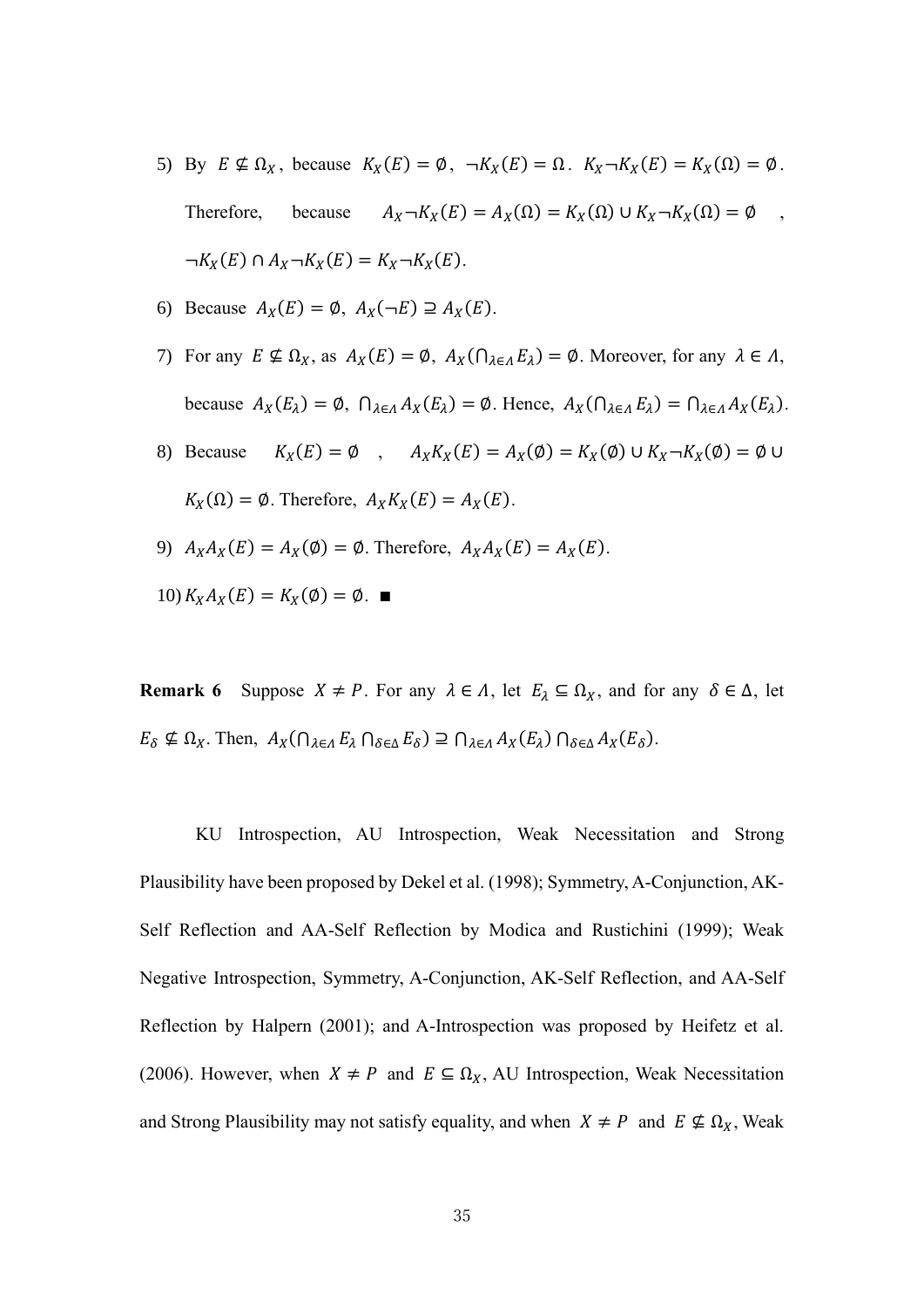5) By $E \nsubseteq \Omega_X$, because $K_X(E) = \emptyset$, $\neg K_X(E) = \Omega$. $K_X \neg K_X(E) = K_X(\Omega) = \emptyset$. Therefore, because $A_X \neg K_X(E) = A_X(\Omega) = K_X(\Omega) \cup K_X \neg K_X(\Omega) = \emptyset$, $\neg K_X(E) \cap A_X \neg K_X(E) = K_X \neg K_X(E)$.

6) Because $A_X(E) = \emptyset$, $A_X(\neg E) \supseteq A_X(E)$.

7) For any $E \nsubseteq \Omega_X$, as $A_X(E) = \emptyset$, $A_X(\bigcap_{\lambda \in \Lambda} E_\lambda) = \emptyset$. Moreover, for any $\lambda \in \Lambda$, because $A_X(E_\lambda) = \emptyset$, $\bigcap_{\lambda \in \Lambda} A_X(E_\lambda) = \emptyset$. Hence, $A_X(\bigcap_{\lambda \in \Lambda} E_\lambda) = \bigcap_{\lambda \in \Lambda} A_X(E_\lambda)$.

8) Because $K_X(E) = \emptyset$, $A_X K_X(E) = A_X(\emptyset) = K_X(\emptyset) \cup K_X \neg K_X(\emptyset) = \emptyset \cup K_X(\Omega) = \emptyset$. Therefore, $A_X K_X(E) = A_X(E)$.

9) $A_X A_X(E) = A_X(\emptyset) = \emptyset$. Therefore, $A_X A_X(E) = A_X(E)$.

10) $K_X A_X(E) = K_X(\emptyset) = \emptyset$. ■

**Remark 6** Suppose $X \neq P$. For any $\lambda \in \Lambda$, let $E_\lambda \subseteq \Omega_X$, and for any $\delta \in \Delta$, let $E_\delta \nsubseteq \Omega_X$. Then, $A_X(\bigcap_{\lambda \in \Lambda} E_\lambda \bigcap_{\delta \in \Delta} E_\delta) \supseteq \bigcap_{\lambda \in \Lambda} A_X(E_\lambda) \bigcap_{\delta \in \Delta} A_X(E_\delta)$.

KU Introspection, AU Introspection, Weak Necessitation and Strong Plausibility have been proposed by Dekel et al. (1998); Symmetry, A-Conjunction, AK-Self Reflection and AA-Self Reflection by Modica and Rustichini (1999); Weak Negative Introspection, Symmetry, A-Conjunction, AK-Self Reflection, and AA-Self Reflection by Halpern (2001); and A-Introspection was proposed by Heifetz et al. (2006). However, when $X \neq P$ and $E \subseteq \Omega_X$, AU Introspection, Weak Necessitation and Strong Plausibility may not satisfy equality, and when $X \neq P$ and $E \nsubseteq \Omega_X$, Weak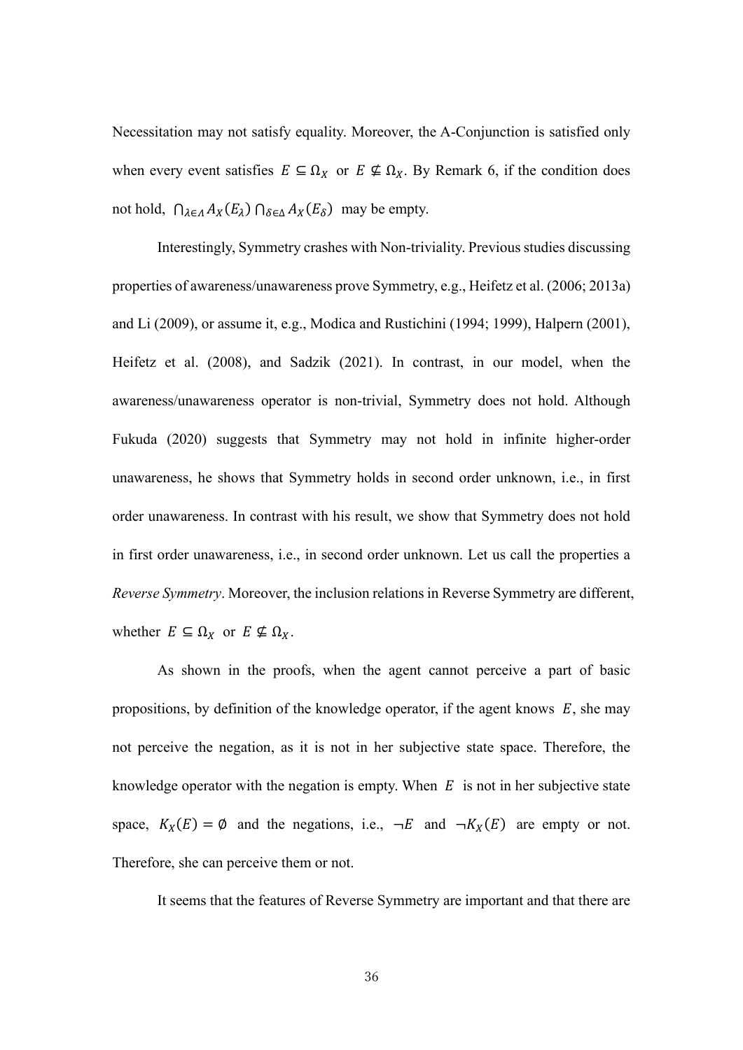Necessitation may not satisfy equality. Moreover, the A-Conjunction is satisfied only when every event satisfies $E \subseteq \Omega_X$ or $E \nsubseteq \Omega_X$. By Remark 6, if the condition does not hold, $\bigcap_{\lambda \in \Lambda} A_X(E_\lambda) \bigcap_{\delta \in \Delta} A_X(E_\delta)$ may be empty.

Interestingly, Symmetry crashes with Non-triviality. Previous studies discussing properties of awareness/unawareness prove Symmetry, e.g., Heifetz et al. (2006; 2013a) and Li (2009), or assume it, e.g., Modica and Rustichini (1994; 1999), Halpern (2001), Heifetz et al. (2008), and Sadzik (2021). In contrast, in our model, when the awareness/unawareness operator is non-trivial, Symmetry does not hold. Although Fukuda (2020) suggests that Symmetry may not hold in infinite higher-order unawareness, he shows that Symmetry holds in second order unknown, i.e., in first order unawareness. In contrast with his result, we show that Symmetry does not hold in first order unawareness, i.e., in second order unknown. Let us call the properties a *Reverse Symmetry*. Moreover, the inclusion relations in Reverse Symmetry are different, whether $E \subseteq \Omega_X$ or $E \nsubseteq \Omega_X$.

As shown in the proofs, when the agent cannot perceive a part of basic propositions, by definition of the knowledge operator, if the agent knows $E$, she may not perceive the negation, as it is not in her subjective state space. Therefore, the knowledge operator with the negation is empty. When $E$ is not in her subjective state space, $K_X(E) = \emptyset$ and the negations, i.e., $\neg E$ and $\neg K_X(E)$ are empty or not. Therefore, she can perceive them or not.

It seems that the features of Reverse Symmetry are important and that there are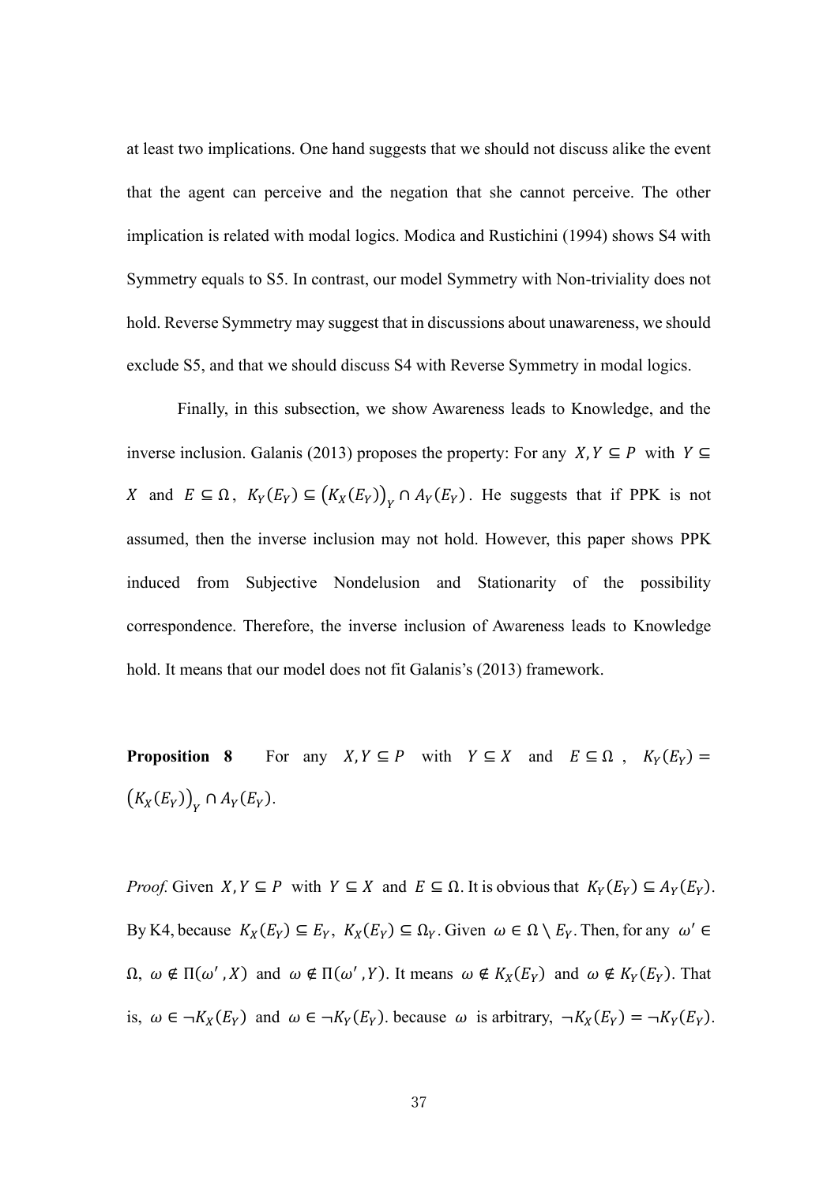at least two implications. One hand suggests that we should not discuss alike the event that the agent can perceive and the negation that she cannot perceive. The other implication is related with modal logics. Modica and Rustichini (1994) shows S4 with Symmetry equals to S5. In contrast, our model Symmetry with Non-triviality does not hold. Reverse Symmetry may suggest that in discussions about unawareness, we should exclude S5, and that we should discuss S4 with Reverse Symmetry in modal logics.

Finally, in this subsection, we show Awareness leads to Knowledge, and the inverse inclusion. Galanis (2013) proposes the property: For any $X, Y \subseteq P$ with $Y \subseteq X$ and $E \subseteq \Omega$, $K_Y(E_Y) \subseteq \left(K_X(E_Y)\right)_Y \cap A_Y(E_Y)$. He suggests that if PPK is not assumed, then the inverse inclusion may not hold. However, this paper shows PPK induced from Subjective Nondelusion and Stationarity of the possibility correspondence. Therefore, the inverse inclusion of Awareness leads to Knowledge hold. It means that our model does not fit Galanis's (2013) framework.

**Proposition 8** For any $X, Y \subseteq P$ with $Y \subseteq X$ and $E \subseteq \Omega$, $K_Y(E_Y) = \left(K_X(E_Y)\right)_Y \cap A_Y(E_Y)$.

*Proof.* Given $X, Y \subseteq P$ with $Y \subseteq X$ and $E \subseteq \Omega$. It is obvious that $K_Y(E_Y) \subseteq A_Y(E_Y)$. By K4, because $K_X(E_Y) \subseteq E_Y$, $K_X(E_Y) \subseteq \Omega_Y$. Given $\omega \in \Omega \setminus E_Y$. Then, for any $\omega' \in \Omega$, $\omega \notin \Pi(\omega', X)$ and $\omega \notin \Pi(\omega', Y)$. It means $\omega \notin K_X(E_Y)$ and $\omega \notin K_Y(E_Y)$. That is, $\omega \in \neg K_X(E_Y)$ and $\omega \in \neg K_Y(E_Y)$. because $\omega$ is arbitrary, $\neg K_X(E_Y) = \neg K_Y(E_Y)$.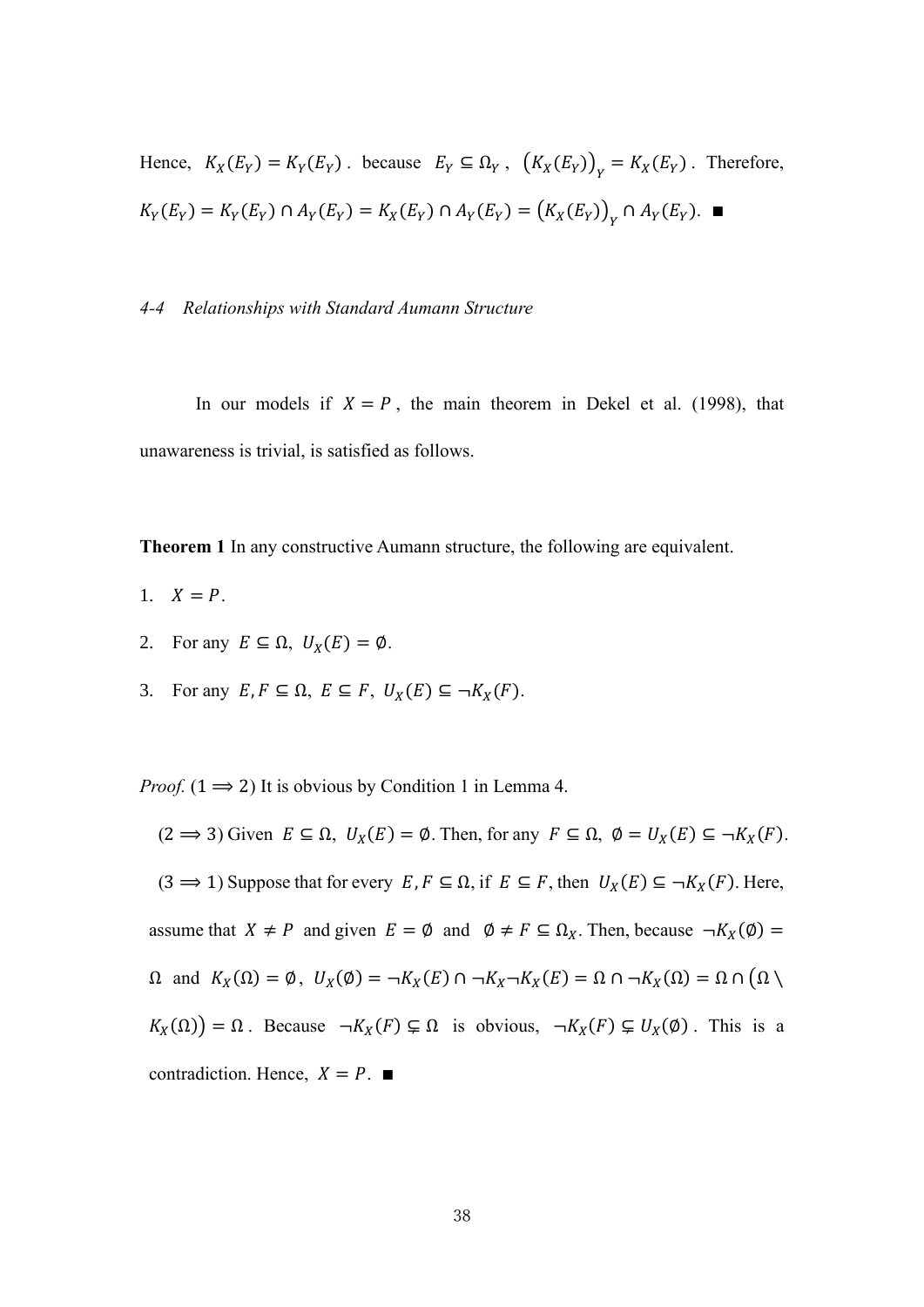Hence, $K_X(E_Y) = K_Y(E_Y)$. because $E_Y \subseteq \Omega_Y$, $\left(K_X(E_Y)\right)_Y = K_X(E_Y)$. Therefore, $K_Y(E_Y) = K_Y(E_Y) \cap A_Y(E_Y) = K_X(E_Y) \cap A_Y(E_Y) = \left(K_X(E_Y)\right)_Y \cap A_Y(E_Y)$. ■

### *4-4 Relationships with Standard Aumann Structure*

In our models if $X = P$, the main theorem in Dekel et al. (1998), that unawareness is trivial, is satisfied as follows.

**Theorem 1** In any constructive Aumann structure, the following are equivalent.

1. $X = P$.
2. For any $E \subseteq \Omega$, $U_X(E) = \emptyset$.
3. For any $E, F \subseteq \Omega$, $E \subseteq F$, $U_X(E) \subseteq \neg K_X(F)$.

*Proof.* $(1 \Longrightarrow 2)$ It is obvious by Condition 1 in Lemma 4.

$(2 \Longrightarrow 3)$ Given $E \subseteq \Omega$, $U_X(E) = \emptyset$. Then, for any $F \subseteq \Omega$, $\emptyset = U_X(E) \subseteq \neg K_X(F)$.

$(3 \Longrightarrow 1)$ Suppose that for every $E, F \subseteq \Omega$, if $E \subseteq F$, then $U_X(E) \subseteq \neg K_X(F)$. Here, assume that $X \neq P$ and given $E = \emptyset$ and $\emptyset \neq F \subseteq \Omega_X$. Then, because $\neg K_X(\emptyset) = \Omega$ and $K_X(\Omega) = \emptyset$, $U_X(\emptyset) = \neg K_X(E) \cap \neg K_X \neg K_X(E) = \Omega \cap \neg K_X(\Omega) = \Omega \cap \left(\Omega \setminus K_X(\Omega)\right) = \Omega$. Because $\neg K_X(F) \subsetneq \Omega$ is obvious, $\neg K_X(F) \subsetneq U_X(\emptyset)$. This is a contradiction. Hence, $X = P$. ■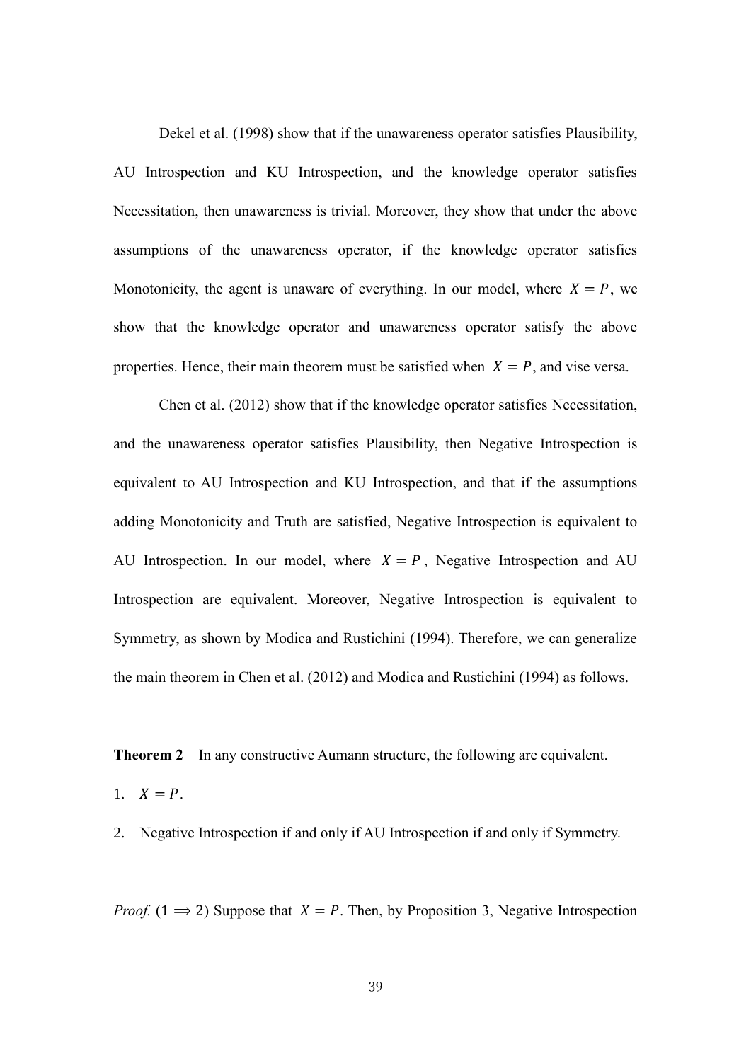Dekel et al. (1998) show that if the unawareness operator satisfies Plausibility, AU Introspection and KU Introspection, and the knowledge operator satisfies Necessitation, then unawareness is trivial. Moreover, they show that under the above assumptions of the unawareness operator, if the knowledge operator satisfies Monotonicity, the agent is unaware of everything. In our model, where $X = P$, we show that the knowledge operator and unawareness operator satisfy the above properties. Hence, their main theorem must be satisfied when $X = P$, and vise versa.

Chen et al. (2012) show that if the knowledge operator satisfies Necessitation, and the unawareness operator satisfies Plausibility, then Negative Introspection is equivalent to AU Introspection and KU Introspection, and that if the assumptions adding Monotonicity and Truth are satisfied, Negative Introspection is equivalent to AU Introspection. In our model, where $X = P$, Negative Introspection and AU Introspection are equivalent. Moreover, Negative Introspection is equivalent to Symmetry, as shown by Modica and Rustichini (1994). Therefore, we can generalize the main theorem in Chen et al. (2012) and Modica and Rustichini (1994) as follows.

**Theorem 2** In any constructive Aumann structure, the following are equivalent.

1. $X = P$.
2. Negative Introspection if and only if AU Introspection if and only if Symmetry.

*Proof.* $(1 \Longrightarrow 2)$ Suppose that $X = P$. Then, by Proposition 3, Negative Introspection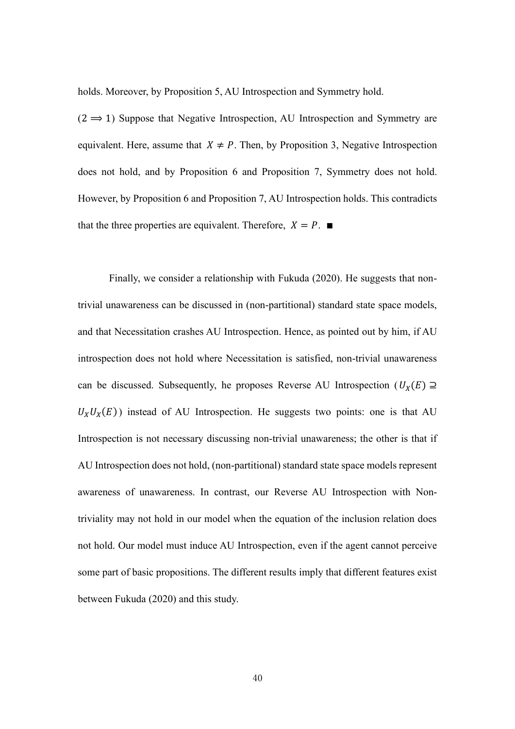holds. Moreover, by Proposition 5, AU Introspection and Symmetry hold.

$(2 \Longrightarrow 1)$ Suppose that Negative Introspection, AU Introspection and Symmetry are equivalent. Here, assume that $X \neq P$. Then, by Proposition 3, Negative Introspection does not hold, and by Proposition 6 and Proposition 7, Symmetry does not hold. However, by Proposition 6 and Proposition 7, AU Introspection holds. This contradicts that the three properties are equivalent. Therefore, $X = P$. ■

Finally, we consider a relationship with Fukuda (2020). He suggests that non-trivial unawareness can be discussed in (non-partitional) standard state space models, and that Necessitation crashes AU Introspection. Hence, as pointed out by him, if AU introspection does not hold where Necessitation is satisfied, non-trivial unawareness can be discussed. Subsequently, he proposes Reverse AU Introspection ($U_X(E) \supseteq U_X U_X(E)$) instead of AU Introspection. He suggests two points: one is that AU Introspection is not necessary discussing non-trivial unawareness; the other is that if AU Introspection does not hold, (non-partitional) standard state space models represent awareness of unawareness. In contrast, our Reverse AU Introspection with Non-triviality may not hold in our model when the equation of the inclusion relation does not hold. Our model must induce AU Introspection, even if the agent cannot perceive some part of basic propositions. The different results imply that different features exist between Fukuda (2020) and this study.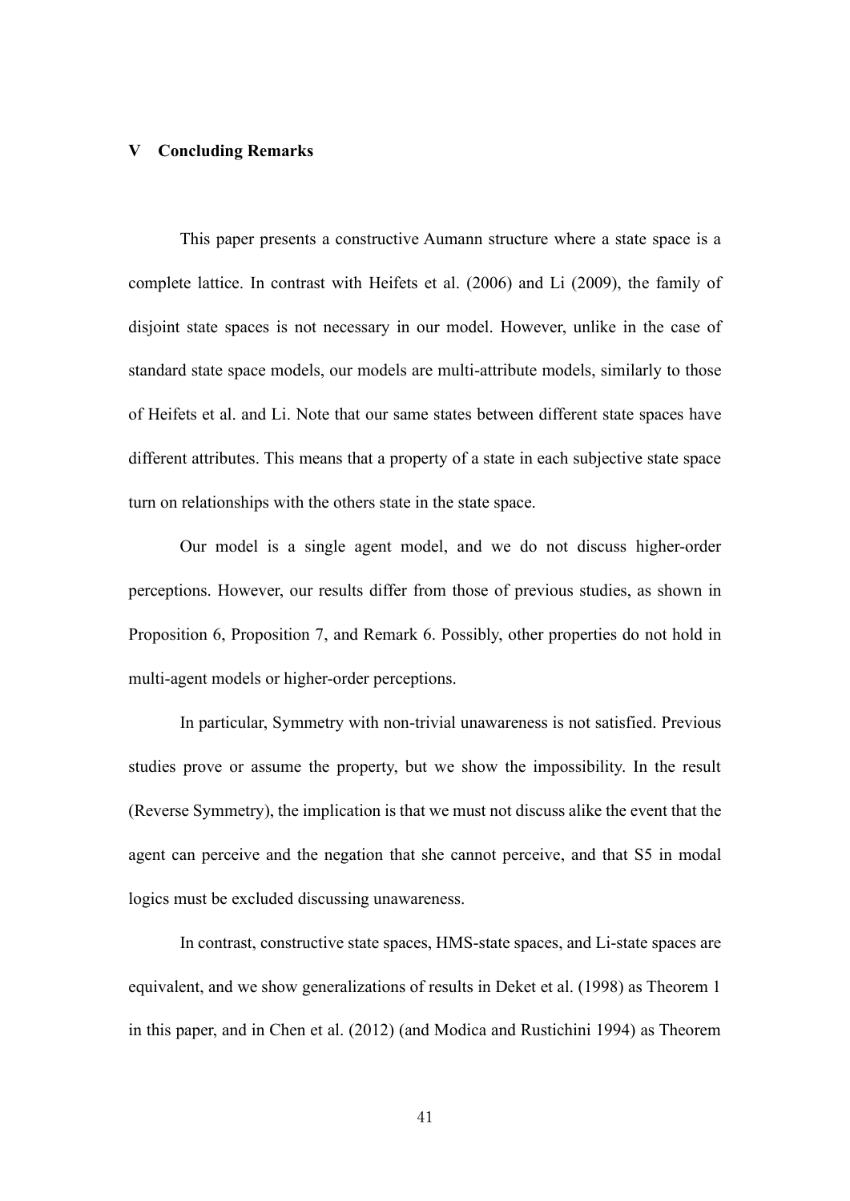## V Concluding Remarks

This paper presents a constructive Aumann structure where a state space is a complete lattice. In contrast with Heifets et al. (2006) and Li (2009), the family of disjoint state spaces is not necessary in our model. However, unlike in the case of standard state space models, our models are multi-attribute models, similarly to those of Heifets et al. and Li. Note that our same states between different state spaces have different attributes. This means that a property of a state in each subjective state space turn on relationships with the others state in the state space.

Our model is a single agent model, and we do not discuss higher-order perceptions. However, our results differ from those of previous studies, as shown in Proposition 6, Proposition 7, and Remark 6. Possibly, other properties do not hold in multi-agent models or higher-order perceptions.

In particular, Symmetry with non-trivial unawareness is not satisfied. Previous studies prove or assume the property, but we show the impossibility. In the result (Reverse Symmetry), the implication is that we must not discuss alike the event that the agent can perceive and the negation that she cannot perceive, and that S5 in modal logics must be excluded discussing unawareness.

In contrast, constructive state spaces, HMS-state spaces, and Li-state spaces are equivalent, and we show generalizations of results in Deket et al. (1998) as Theorem 1 in this paper, and in Chen et al. (2012) (and Modica and Rustichini 1994) as Theorem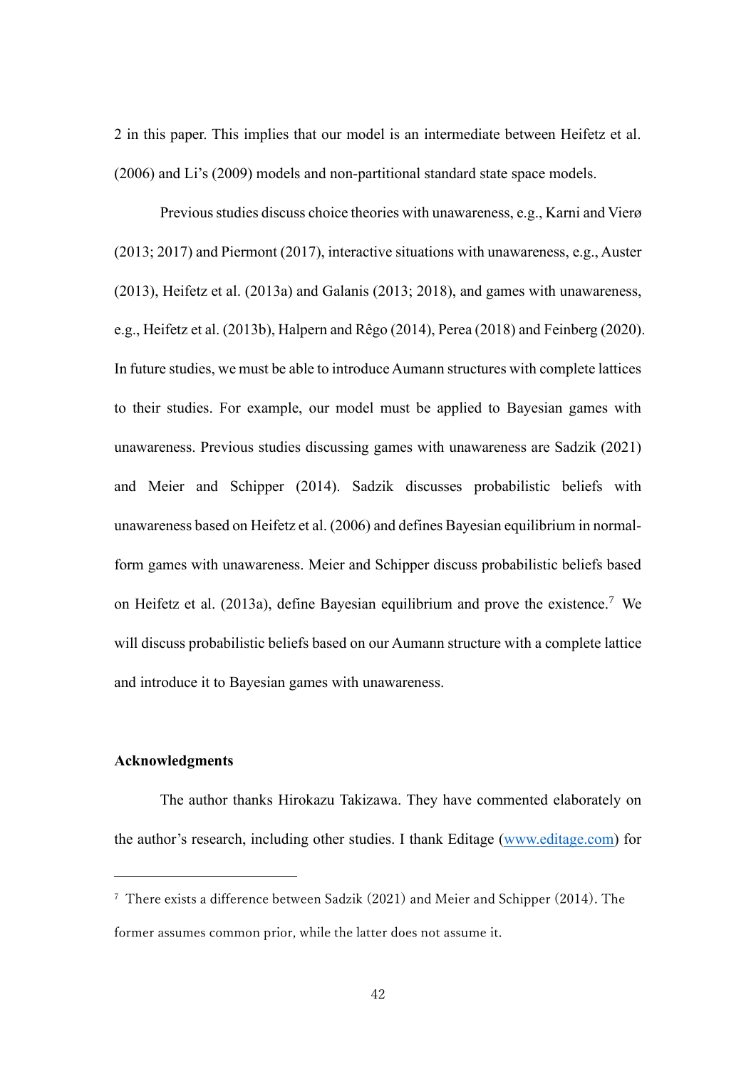2 in this paper. This implies that our model is an intermediate between Heifetz et al. (2006) and Li's (2009) models and non-partitional standard state space models.

Previous studies discuss choice theories with unawareness, e.g., Karni and Vierø (2013; 2017) and Piermont (2017), interactive situations with unawareness, e.g., Auster (2013), Heifetz et al. (2013a) and Galanis (2013; 2018), and games with unawareness, e.g., Heifetz et al. (2013b), Halpern and Rêgo (2014), Perea (2018) and Feinberg (2020). In future studies, we must be able to introduce Aumann structures with complete lattices to their studies. For example, our model must be applied to Bayesian games with unawareness. Previous studies discussing games with unawareness are Sadzik (2021) and Meier and Schipper (2014). Sadzik discusses probabilistic beliefs with unawareness based on Heifetz et al. (2006) and defines Bayesian equilibrium in normal-form games with unawareness. Meier and Schipper discuss probabilistic beliefs based on Heifetz et al. (2013a), define Bayesian equilibrium and prove the existence.[7] We will discuss probabilistic beliefs based on our Aumann structure with a complete lattice and introduce it to Bayesian games with unawareness.

**Acknowledgments**

The author thanks Hirokazu Takizawa. They have commented elaborately on the author's research, including other studies. I thank Editage (www.editage.com) for

---

[7] There exists a difference between Sadzik (2021) and Meier and Schipper (2014). The former assumes common prior, while the latter does not assume it.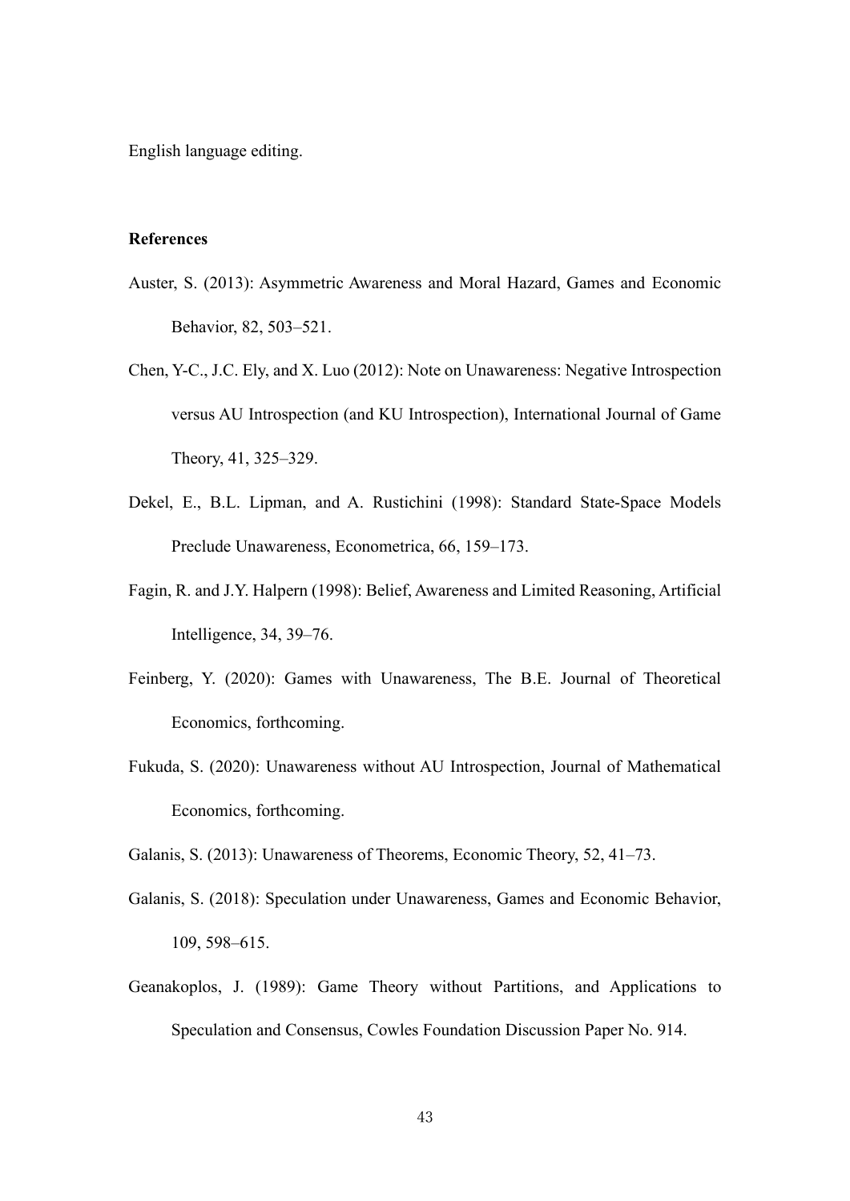English language editing.

## References

Auster, S. (2013): Asymmetric Awareness and Moral Hazard, Games and Economic Behavior, 82, 503–521.

Chen, Y-C., J.C. Ely, and X. Luo (2012): Note on Unawareness: Negative Introspection versus AU Introspection (and KU Introspection), International Journal of Game Theory, 41, 325–329.

Dekel, E., B.L. Lipman, and A. Rustichini (1998): Standard State-Space Models Preclude Unawareness, Econometrica, 66, 159–173.

Fagin, R. and J.Y. Halpern (1998): Belief, Awareness and Limited Reasoning, Artificial Intelligence, 34, 39–76.

Feinberg, Y. (2020): Games with Unawareness, The B.E. Journal of Theoretical Economics, forthcoming.

Fukuda, S. (2020): Unawareness without AU Introspection, Journal of Mathematical Economics, forthcoming.

Galanis, S. (2013): Unawareness of Theorems, Economic Theory, 52, 41–73.

Galanis, S. (2018): Speculation under Unawareness, Games and Economic Behavior, 109, 598–615.

Geanakoplos, J. (1989): Game Theory without Partitions, and Applications to Speculation and Consensus, Cowles Foundation Discussion Paper No. 914.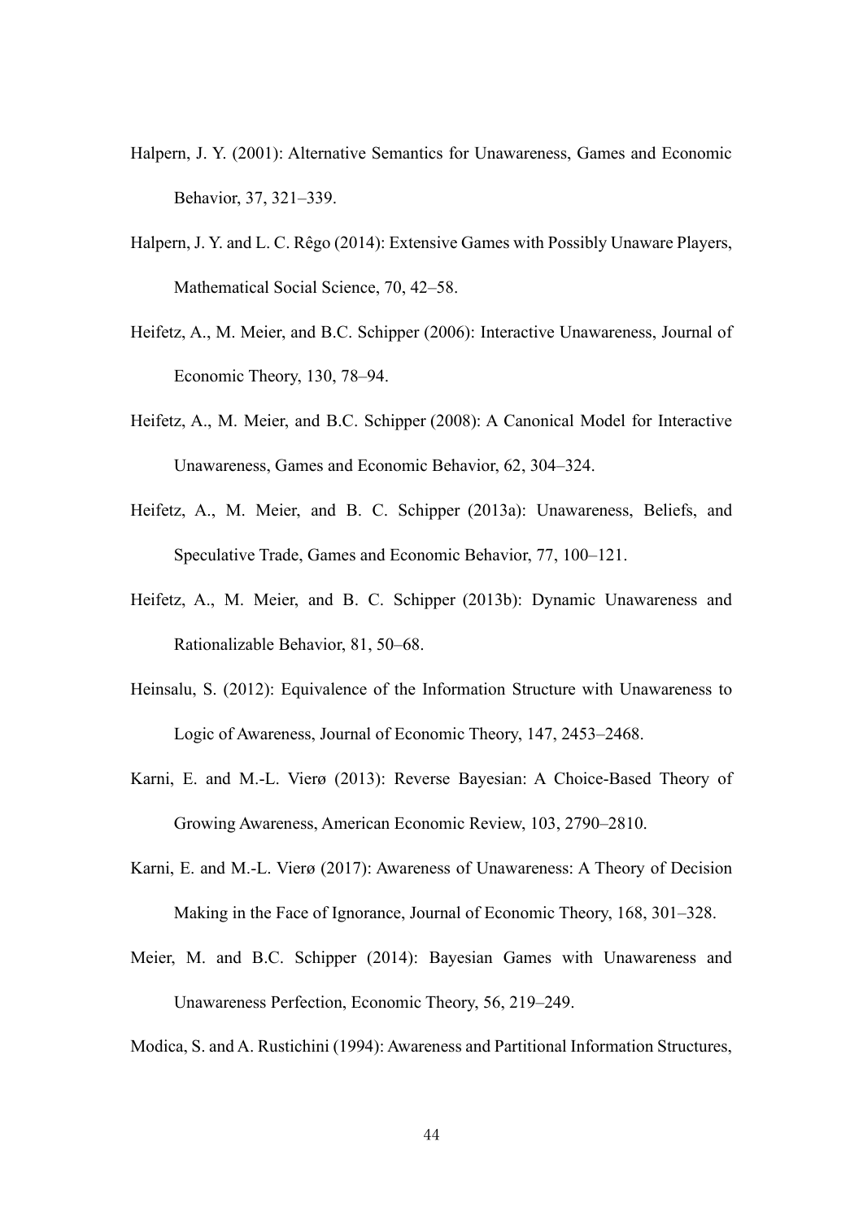Halpern, J. Y. (2001): Alternative Semantics for Unawareness, Games and Economic Behavior, 37, 321–339.

Halpern, J. Y. and L. C. Rêgo (2014): Extensive Games with Possibly Unaware Players, Mathematical Social Science, 70, 42–58.

Heifetz, A., M. Meier, and B.C. Schipper (2006): Interactive Unawareness, Journal of Economic Theory, 130, 78–94.

Heifetz, A., M. Meier, and B.C. Schipper (2008): A Canonical Model for Interactive Unawareness, Games and Economic Behavior, 62, 304–324.

Heifetz, A., M. Meier, and B. C. Schipper (2013a): Unawareness, Beliefs, and Speculative Trade, Games and Economic Behavior, 77, 100–121.

Heifetz, A., M. Meier, and B. C. Schipper (2013b): Dynamic Unawareness and Rationalizable Behavior, 81, 50–68.

Heinsalu, S. (2012): Equivalence of the Information Structure with Unawareness to Logic of Awareness, Journal of Economic Theory, 147, 2453–2468.

Karni, E. and M.-L. Vierø (2013): Reverse Bayesian: A Choice-Based Theory of Growing Awareness, American Economic Review, 103, 2790–2810.

Karni, E. and M.-L. Vierø (2017): Awareness of Unawareness: A Theory of Decision Making in the Face of Ignorance, Journal of Economic Theory, 168, 301–328.

Meier, M. and B.C. Schipper (2014): Bayesian Games with Unawareness and Unawareness Perfection, Economic Theory, 56, 219–249.

Modica, S. and A. Rustichini (1994): Awareness and Partitional Information Structures,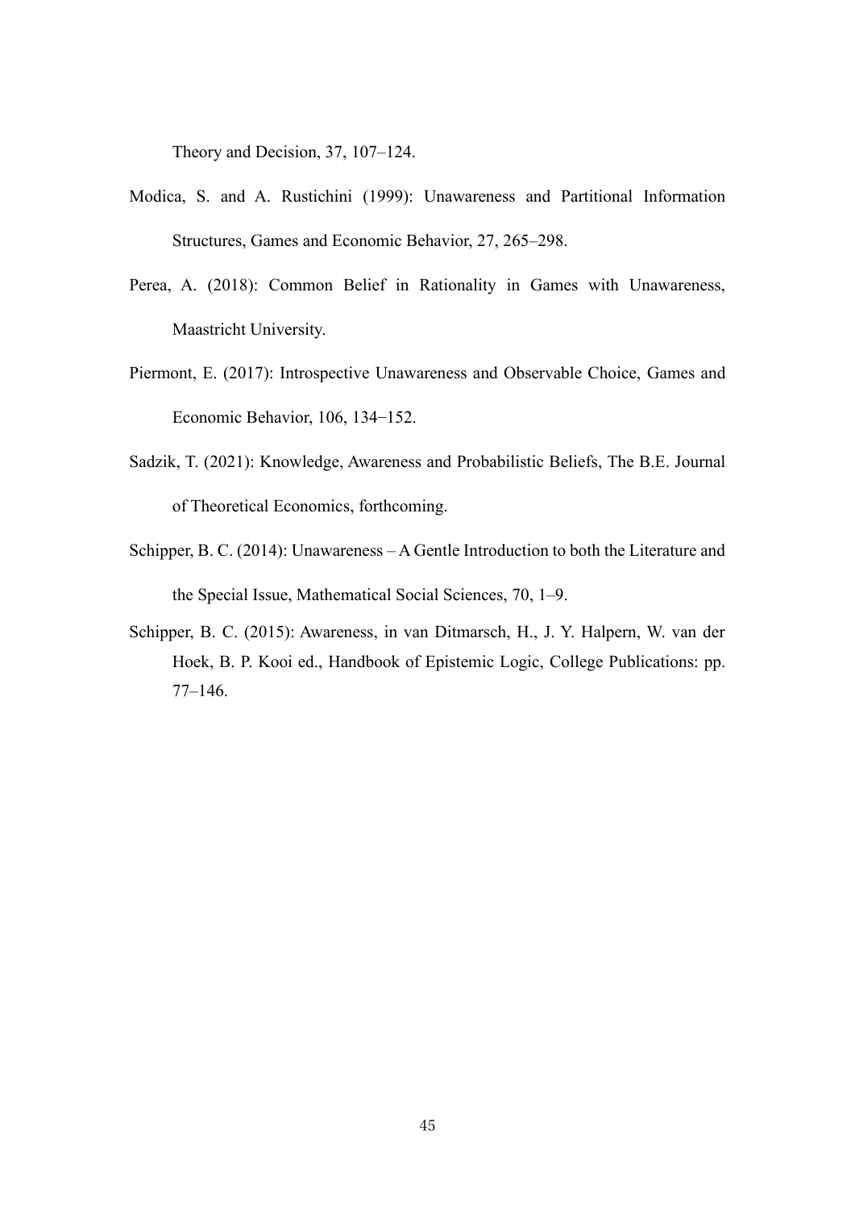Theory and Decision, 37, 107–124.

Modica, S. and A. Rustichini (1999): Unawareness and Partitional Information Structures, Games and Economic Behavior, 27, 265–298.

Perea, A. (2018): Common Belief in Rationality in Games with Unawareness, Maastricht University.

Piermont, E. (2017): Introspective Unawareness and Observable Choice, Games and Economic Behavior, 106, 134−152.

Sadzik, T. (2021): Knowledge, Awareness and Probabilistic Beliefs, The B.E. Journal of Theoretical Economics, forthcoming.

Schipper, B. C. (2014): Unawareness – A Gentle Introduction to both the Literature and the Special Issue, Mathematical Social Sciences, 70, 1–9.

Schipper, B. C. (2015): Awareness, in van Ditmarsch, H., J. Y. Halpern, W. van der Hoek, B. P. Kooi ed., Handbook of Epistemic Logic, College Publications: pp. 77–146.